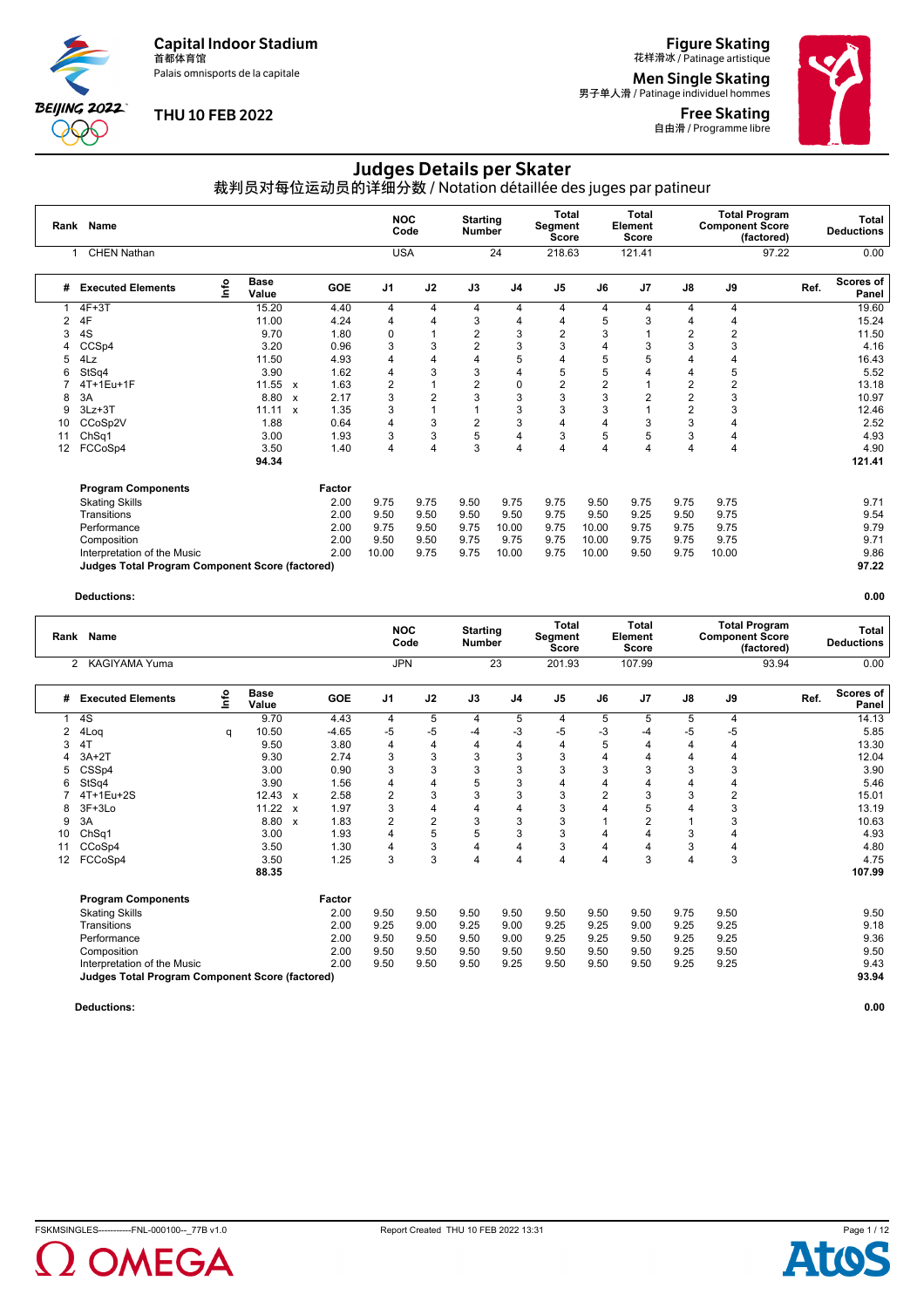Capital Indoor Stadium
首都体育馆
Palais omnisports de la capitale

THU 10 FEB 2022

Figure Skating
花样滑冰 / Patinage artistique

Men Single Skating
男子单人滑 / Patinage individuel hommes

Free Skating
自由滑 / Programme libre

# Judges Details per Skater

## 裁判员对每位运动员的详细分数 / Notation détaillée des juges par patineur

| Rank | Name | NOC Code | Starting Number | Total Segment Score | Total Element Score | Total Program Component Score (factored) | Total Deductions |
|---|---|---|---|---|---|---|---|
| 1 | CHEN Nathan | USA | 24 | 218.63 | 121.41 | 97.22 | 0.00 |

| # | Executed Elements | Info | Base Value | | GOE | J1 | J2 | J3 | J4 | J5 | J6 | J7 | J8 | J9 | Ref. | Scores of Panel |
|---|---|---|---|---|---|---|---|---|---|---|---|---|---|---|---|---|
| 1 | 4F+3T | | 15.20 | | 4.40 | 4 | 4 | 4 | 4 | 4 | 4 | 4 | 4 | 4 | | 19.60 |
| 2 | 4F | | 11.00 | | 4.24 | 4 | 4 | 3 | 4 | 4 | 5 | 3 | 4 | 4 | | 15.24 |
| 3 | 4S | | 9.70 | | 1.80 | 0 | 1 | 2 | 3 | 2 | 3 | 1 | 2 | 2 | | 11.50 |
| 4 | CCSp4 | | 3.20 | | 0.96 | 3 | 3 | 2 | 3 | 3 | 4 | 3 | 3 | 3 | | 4.16 |
| 5 | 4Lz | | 11.50 | | 4.93 | 4 | 4 | 4 | 5 | 4 | 5 | 5 | 4 | 4 | | 16.43 |
| 6 | StSq4 | | 3.90 | | 1.62 | 4 | 3 | 3 | 4 | 5 | 5 | 4 | 4 | 5 | | 5.52 |
| 7 | 4T+1Eu+1F | | 11.55 | x | 1.63 | 2 | 1 | 2 | 0 | 2 | 2 | 1 | 2 | 2 | | 13.18 |
| 8 | 3A | | 8.80 | x | 2.17 | 3 | 2 | 3 | 3 | 3 | 3 | 2 | 2 | 3 | | 10.97 |
| 9 | 3Lz+3T | | 11.11 | x | 1.35 | 3 | 1 | 1 | 3 | 3 | 3 | 1 | 2 | 3 | | 12.46 |
| 10 | CCoSp2V | | 1.88 | | 0.64 | 4 | 3 | 2 | 3 | 4 | 4 | 3 | 3 | 4 | | 2.52 |
| 11 | ChSq1 | | 3.00 | | 1.93 | 3 | 3 | 5 | 4 | 3 | 5 | 5 | 3 | 4 | | 4.93 |
| 12 | FCCoSp4 | | 3.50 | | 1.40 | 4 | 4 | 3 | 4 | 4 | 4 | 4 | 4 | 4 | | 4.90 |
| | | | 94.34 | | | | | | | | | | | | | 121.41 |

| Program Components | Factor | J1 | J2 | J3 | J4 | J5 | J6 | J7 | J8 | J9 | | Scores of Panel |
|---|---|---|---|---|---|---|---|---|---|---|---|---|
| Skating Skills | 2.00 | 9.75 | 9.75 | 9.50 | 9.75 | 9.75 | 9.50 | 9.75 | 9.75 | 9.75 | | 9.71 |
| Transitions | 2.00 | 9.50 | 9.50 | 9.50 | 9.50 | 9.75 | 9.50 | 9.25 | 9.50 | 9.75 | | 9.54 |
| Performance | 2.00 | 9.75 | 9.50 | 9.75 | 10.00 | 9.75 | 10.00 | 9.75 | 9.75 | 9.75 | | 9.79 |
| Composition | 2.00 | 9.50 | 9.50 | 9.75 | 9.75 | 9.75 | 10.00 | 9.75 | 9.75 | 9.75 | | 9.71 |
| Interpretation of the Music | 2.00 | 10.00 | 9.75 | 9.75 | 10.00 | 9.75 | 10.00 | 9.50 | 9.75 | 10.00 | | 9.86 |
| **Judges Total Program Component Score (factored)** | | | | | | | | | | | | **97.22** |

**Deductions:** **0.00**

| Rank | Name | NOC Code | Starting Number | Total Segment Score | Total Element Score | Total Program Component Score (factored) | Total Deductions |
|---|---|---|---|---|---|---|---|
| 2 | KAGIYAMA Yuma | JPN | 23 | 201.93 | 107.99 | 93.94 | 0.00 |

| # | Executed Elements | Info | Base Value | | GOE | J1 | J2 | J3 | J4 | J5 | J6 | J7 | J8 | J9 | Ref. | Scores of Panel |
|---|---|---|---|---|---|---|---|---|---|---|---|---|---|---|---|---|
| 1 | 4S | | 9.70 | | 4.43 | 4 | 5 | 4 | 5 | 4 | 5 | 5 | 5 | 4 | | 14.13 |
| 2 | 4Loq | q | 10.50 | | -4.65 | -5 | -5 | -4 | -3 | -5 | -3 | -4 | -5 | -5 | | 5.85 |
| 3 | 4T | | 9.50 | | 3.80 | 4 | 4 | 4 | 4 | 4 | 5 | 4 | 4 | 4 | | 13.30 |
| 4 | 3A+2T | | 9.30 | | 2.74 | 3 | 3 | 3 | 3 | 3 | 4 | 4 | 4 | 4 | | 12.04 |
| 5 | CSSp4 | | 3.00 | | 0.90 | 3 | 3 | 3 | 3 | 3 | 3 | 3 | 3 | 3 | | 3.90 |
| 6 | StSq4 | | 3.90 | | 1.56 | 4 | 4 | 5 | 3 | 4 | 4 | 4 | 4 | 4 | | 5.46 |
| 7 | 4T+1Eu+2S | | 12.43 | x | 2.58 | 2 | 3 | 3 | 3 | 3 | 2 | 3 | 3 | 2 | | 15.01 |
| 8 | 3F+3Lo | | 11.22 | x | 1.97 | 3 | 4 | 4 | 4 | 3 | 4 | 5 | 4 | 3 | | 13.19 |
| 9 | 3A | | 8.80 | x | 1.83 | 2 | 2 | 3 | 3 | 3 | 1 | 2 | 1 | 3 | | 10.63 |
| 10 | ChSq1 | | 3.00 | | 1.93 | 4 | 5 | 5 | 3 | 3 | 4 | 4 | 3 | 4 | | 4.93 |
| 11 | CCoSp4 | | 3.50 | | 1.30 | 4 | 3 | 4 | 4 | 3 | 4 | 4 | 3 | 4 | | 4.80 |
| 12 | FCCoSp4 | | 3.50 | | 1.25 | 3 | 3 | 4 | 4 | 4 | 4 | 3 | 4 | 3 | | 4.75 |
| | | | 88.35 | | | | | | | | | | | | | 107.99 |

| Program Components | Factor | J1 | J2 | J3 | J4 | J5 | J6 | J7 | J8 | J9 | | Scores of Panel |
|---|---|---|---|---|---|---|---|---|---|---|---|---|
| Skating Skills | 2.00 | 9.50 | 9.50 | 9.50 | 9.50 | 9.50 | 9.50 | 9.50 | 9.75 | 9.50 | | 9.50 |
| Transitions | 2.00 | 9.25 | 9.00 | 9.25 | 9.00 | 9.25 | 9.25 | 9.00 | 9.25 | 9.25 | | 9.18 |
| Performance | 2.00 | 9.50 | 9.50 | 9.50 | 9.00 | 9.25 | 9.25 | 9.50 | 9.25 | 9.25 | | 9.36 |
| Composition | 2.00 | 9.50 | 9.50 | 9.50 | 9.50 | 9.50 | 9.50 | 9.50 | 9.25 | 9.50 | | 9.50 |
| Interpretation of the Music | 2.00 | 9.50 | 9.50 | 9.50 | 9.25 | 9.50 | 9.50 | 9.50 | 9.25 | 9.25 | | 9.43 |
| **Judges Total Program Component Score (factored)** | | | | | | | | | | | | **93.94** |

**Deductions:** **0.00**

FSKMSINGLES-----------FNL-000100--_77B v1.0 Report Created THU 10 FEB 2022 13:31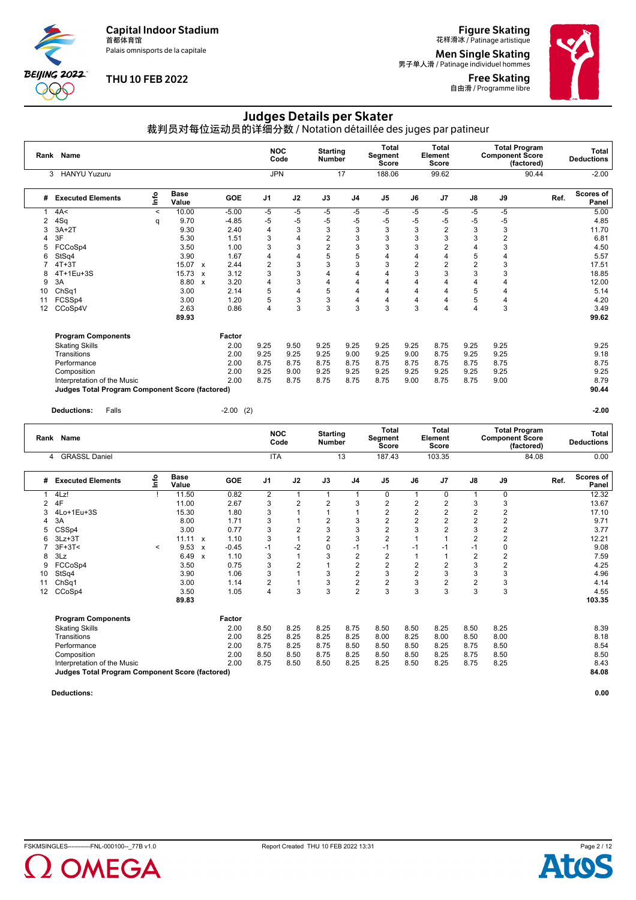Capital Indoor Stadium
首都体育馆
Palais omnisports de la capitale

THU 10 FEB 2022

Figure Skating
花样滑冰 / Patinage artistique

Men Single Skating
男子单人滑 / Patinage individuel hommes

Free Skating
自由滑 / Programme libre

# Judges Details per Skater

裁判员对每位运动员的详细分数 / Notation détaillée des juges par patineur

| Rank | Name | NOC Code | Starting Number | Total Segment Score | Total Element Score | Total Program Component Score (factored) | Total Deductions |
|---|---|---|---|---|---|---|---|
| 3 | HANYU Yuzuru | JPN | 17 | 188.06 | 99.62 | 90.44 | -2.00 |

| # | Executed Elements | Info | Base Value | | GOE | J1 | J2 | J3 | J4 | J5 | J6 | J7 | J8 | J9 | Ref. | Scores of Panel |
|---|---|---|---|---|---|---|---|---|---|---|---|---|---|---|---|---|
| 1 | 4A< | < | 10.00 | | -5.00 | -5 | -5 | -5 | -5 | -5 | -5 | -5 | -5 | -5 | | 5.00 |
| 2 | 4Sq | q | 9.70 | | -4.85 | -5 | -5 | -5 | -5 | -5 | -5 | -5 | -5 | -5 | | 4.85 |
| 3 | 3A+2T | | 9.30 | | 2.40 | 4 | 3 | 3 | 3 | 3 | 3 | 2 | 3 | 3 | | 11.70 |
| 4 | 3F | | 5.30 | | 1.51 | 3 | 4 | 2 | 3 | 3 | 3 | 3 | 3 | 2 | | 6.81 |
| 5 | FCCoSp4 | | 3.50 | | 1.00 | 3 | 3 | 2 | 3 | 3 | 3 | 2 | 4 | 3 | | 4.50 |
| 6 | StSq4 | | 3.90 | | 1.67 | 4 | 4 | 5 | 5 | 4 | 4 | 4 | 5 | 4 | | 5.57 |
| 7 | 4T+3T | | 15.07 | x | 2.44 | 2 | 3 | 3 | 3 | 3 | 2 | 2 | 2 | 3 | | 17.51 |
| 8 | 4T+1Eu+3S | | 15.73 | x | 3.12 | 3 | 3 | 4 | 4 | 4 | 3 | 3 | 3 | 3 | | 18.85 |
| 9 | 3A | | 8.80 | x | 3.20 | 4 | 3 | 4 | 4 | 4 | 4 | 4 | 4 | 4 | | 12.00 |
| 10 | ChSq1 | | 3.00 | | 2.14 | 5 | 4 | 5 | 4 | 4 | 4 | 4 | 5 | 4 | | 5.14 |
| 11 | FCSSp4 | | 3.00 | | 1.20 | 5 | 3 | 3 | 4 | 4 | 4 | 4 | 5 | 4 | | 4.20 |
| 12 | CCoSp4V | | 2.63 | | 0.86 | 4 | 3 | 3 | 3 | 3 | 3 | 4 | 4 | 3 | | 3.49 |
| | | | 89.93 | | | | | | | | | | | | | 99.62 |

| Program Components | Factor | J1 | J2 | J3 | J4 | J5 | J6 | J7 | J8 | J9 | | Scores of Panel |
|---|---|---|---|---|---|---|---|---|---|---|---|---|
| Skating Skills | 2.00 | 9.25 | 9.50 | 9.25 | 9.25 | 9.25 | 9.25 | 8.75 | 9.25 | 9.25 | | 9.25 |
| Transitions | 2.00 | 9.25 | 9.25 | 9.25 | 9.00 | 9.25 | 9.00 | 8.75 | 9.25 | 9.25 | | 9.18 |
| Performance | 2.00 | 8.75 | 8.75 | 8.75 | 8.75 | 8.75 | 8.75 | 8.75 | 8.75 | 8.75 | | 8.75 |
| Composition | 2.00 | 9.25 | 9.00 | 9.25 | 9.25 | 9.25 | 9.25 | 9.25 | 9.25 | 9.25 | | 9.25 |
| Interpretation of the Music | 2.00 | 8.75 | 8.75 | 8.75 | 8.75 | 8.75 | 9.00 | 8.75 | 8.75 | 9.00 | | 8.79 |
| **Judges Total Program Component Score (factored)** | | | | | | | | | | | | **90.44** |

**Deductions:** Falls -2.00 (2) **-2.00**

| Rank | Name | NOC Code | Starting Number | Total Segment Score | Total Element Score | Total Program Component Score (factored) | Total Deductions |
|---|---|---|---|---|---|---|---|
| 4 | GRASSL Daniel | ITA | 13 | 187.43 | 103.35 | 84.08 | 0.00 |

| # | Executed Elements | Info | Base Value | | GOE | J1 | J2 | J3 | J4 | J5 | J6 | J7 | J8 | J9 | Ref. | Scores of Panel |
|---|---|---|---|---|---|---|---|---|---|---|---|---|---|---|---|---|
| 1 | 4Lz! | ! | 11.50 | | 0.82 | 2 | 1 | 1 | 1 | 0 | 1 | 0 | 1 | 0 | | 12.32 |
| 2 | 4F | | 11.00 | | 2.67 | 3 | 2 | 2 | 3 | 2 | 2 | 2 | 3 | 3 | | 13.67 |
| 3 | 4Lo+1Eu+3S | | 15.30 | | 1.80 | 3 | 1 | 1 | 1 | 2 | 2 | 2 | 2 | 2 | | 17.10 |
| 4 | 3A | | 8.00 | | 1.71 | 3 | 1 | 2 | 3 | 2 | 2 | 2 | 2 | 2 | | 9.71 |
| 5 | CSSp4 | | 3.00 | | 0.77 | 3 | 2 | 3 | 3 | 2 | 3 | 2 | 3 | 2 | | 3.77 |
| 6 | 3Lz+3T | | 11.11 | x | 1.10 | 3 | 1 | 2 | 3 | 2 | 1 | 1 | 2 | 2 | | 12.21 |
| 7 | 3F+3T< | < | 9.53 | x | -0.45 | -1 | -2 | 0 | -1 | -1 | -1 | -1 | -1 | 0 | | 9.08 |
| 8 | 3Lz | | 6.49 | x | 1.10 | 3 | 1 | 3 | 2 | 2 | 1 | 1 | 2 | 2 | | 7.59 |
| 9 | FCCoSp4 | | 3.50 | | 0.75 | 3 | 2 | 1 | 2 | 2 | 2 | 2 | 3 | 2 | | 4.25 |
| 10 | StSq4 | | 3.90 | | 1.06 | 3 | 1 | 3 | 2 | 3 | 2 | 3 | 3 | 3 | | 4.96 |
| 11 | ChSq1 | | 3.00 | | 1.14 | 2 | 1 | 3 | 2 | 2 | 3 | 2 | 2 | 3 | | 4.14 |
| 12 | CCoSp4 | | 3.50 | | 1.05 | 4 | 3 | 3 | 2 | 3 | 3 | 3 | 3 | 3 | | 4.55 |
| | | | 89.83 | | | | | | | | | | | | | 103.35 |

| Program Components | Factor | J1 | J2 | J3 | J4 | J5 | J6 | J7 | J8 | J9 | | Scores of Panel |
|---|---|---|---|---|---|---|---|---|---|---|---|---|
| Skating Skills | 2.00 | 8.50 | 8.25 | 8.25 | 8.75 | 8.50 | 8.50 | 8.25 | 8.50 | 8.25 | | 8.39 |
| Transitions | 2.00 | 8.25 | 8.25 | 8.25 | 8.25 | 8.00 | 8.25 | 8.00 | 8.50 | 8.00 | | 8.18 |
| Performance | 2.00 | 8.75 | 8.25 | 8.75 | 8.50 | 8.50 | 8.50 | 8.25 | 8.75 | 8.50 | | 8.54 |
| Composition | 2.00 | 8.50 | 8.50 | 8.75 | 8.25 | 8.50 | 8.50 | 8.25 | 8.75 | 8.50 | | 8.50 |
| Interpretation of the Music | 2.00 | 8.75 | 8.50 | 8.50 | 8.25 | 8.25 | 8.50 | 8.25 | 8.75 | 8.25 | | 8.43 |
| **Judges Total Program Component Score (factored)** | | | | | | | | | | | | **84.08** |

**Deductions:** **0.00**

FSKMSINGLES-----------FNL-000100--_77B v1.0 Report Created THU 10 FEB 2022 13:31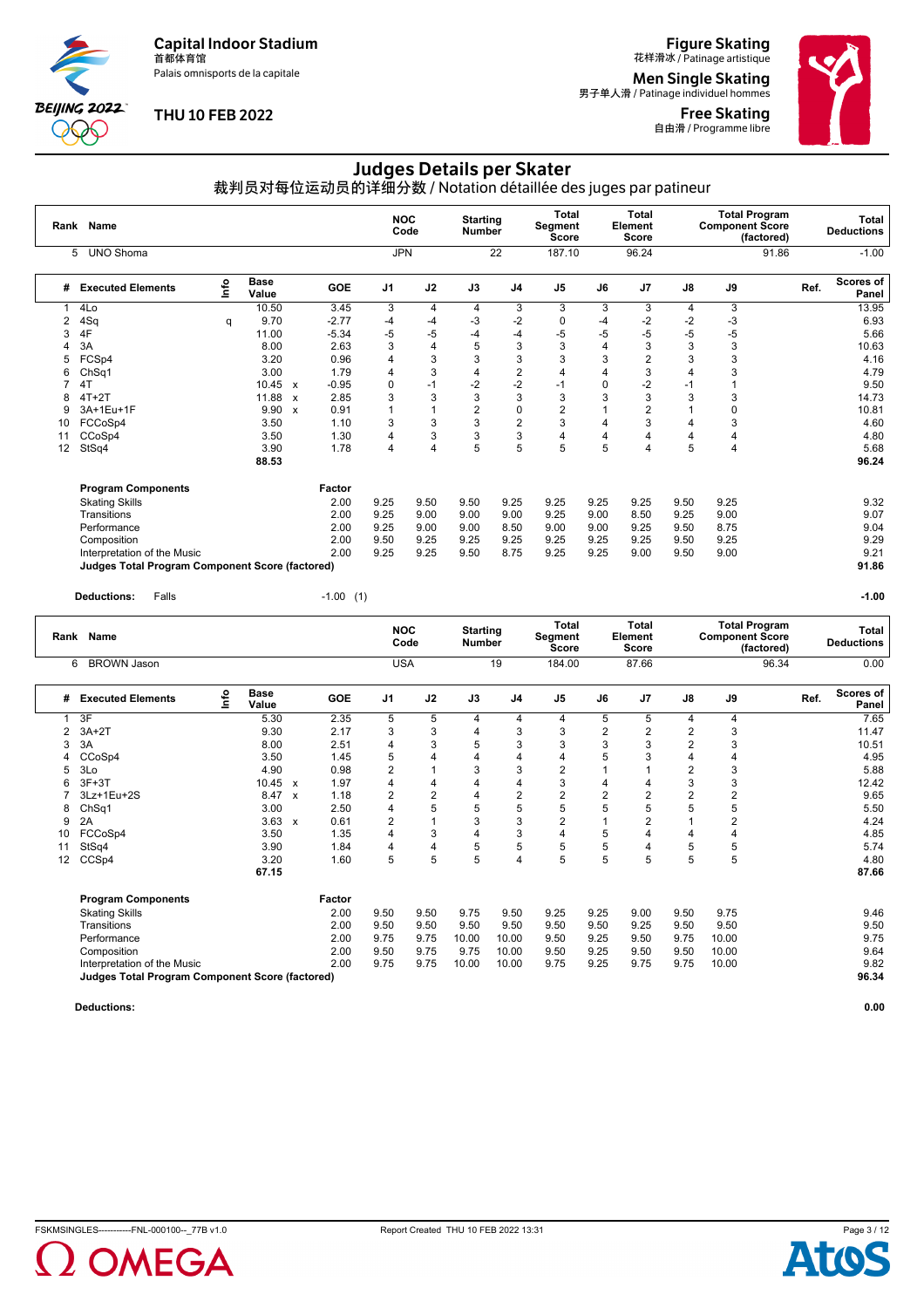Capital Indoor Stadium
首都体育馆
Palais omnisports de la capitale

THU 10 FEB 2022

Figure Skating
花样滑冰 / Patinage artistique

Men Single Skating
男子单人滑 / Patinage individuel hommes

Free Skating
自由滑 / Programme libre

# Judges Details per Skater

## 裁判员对每位运动员的详细分数 / Notation détaillée des juges par patineur

| Rank | Name | NOC Code | Starting Number | Total Segment Score | Total Element Score | Total Program Component Score (factored) | Total Deductions |
|---|---|---|---|---|---|---|---|
| 5 | UNO Shoma | JPN | 22 | 187.10 | 96.24 | 91.86 | -1.00 |

| # | Executed Elements | Info | Base Value | | GOE | J1 | J2 | J3 | J4 | J5 | J6 | J7 | J8 | J9 | Ref. | Scores of Panel |
|---|---|---|---|---|---|---|---|---|---|---|---|---|---|---|---|---|
| 1 | 4Lo | | 10.50 | | 3.45 | 3 | 4 | 4 | 3 | 3 | 3 | 3 | 4 | 3 | | 13.95 |
| 2 | 4Sq | q | 9.70 | | -2.77 | -4 | -4 | -3 | -2 | 0 | -4 | -2 | -2 | -3 | | 6.93 |
| 3 | 4F | | 11.00 | | -5.34 | -5 | -5 | -4 | -4 | -5 | -5 | -5 | -5 | -5 | | 5.66 |
| 4 | 3A | | 8.00 | | 2.63 | 3 | 4 | 5 | 3 | 3 | 4 | 3 | 3 | 3 | | 10.63 |
| 5 | FCSp4 | | 3.20 | | 0.96 | 4 | 3 | 3 | 3 | 3 | 3 | 2 | 3 | 3 | | 4.16 |
| 6 | ChSq1 | | 3.00 | | 1.79 | 4 | 3 | 4 | 2 | 4 | 4 | 3 | 4 | 3 | | 4.79 |
| 7 | 4T | | 10.45 | x | -0.95 | 0 | -1 | -2 | -2 | -1 | 0 | -2 | -1 | 1 | | 9.50 |
| 8 | 4T+2T | | 11.88 | x | 2.85 | 3 | 3 | 3 | 3 | 3 | 3 | 3 | 3 | 3 | | 14.73 |
| 9 | 3A+1Eu+1F | | 9.90 | x | 0.91 | 1 | 1 | 2 | 0 | 2 | 1 | 2 | 1 | 0 | | 10.81 |
| 10 | FCCoSp4 | | 3.50 | | 1.10 | 3 | 3 | 3 | 2 | 3 | 4 | 3 | 4 | 3 | | 4.60 |
| 11 | CCoSp4 | | 3.50 | | 1.30 | 4 | 3 | 3 | 3 | 4 | 4 | 4 | 4 | 4 | | 4.80 |
| 12 | StSq4 | | 3.90 | | 1.78 | 4 | 4 | 5 | 5 | 5 | 5 | 4 | 5 | 4 | | 5.68 |
| | | | 88.53 | | | | | | | | | | | | | 96.24 |

| Program Components | Factor | J1 | J2 | J3 | J4 | J5 | J6 | J7 | J8 | J9 | Scores of Panel |
|---|---|---|---|---|---|---|---|---|---|---|---|
| Skating Skills | 2.00 | 9.25 | 9.50 | 9.50 | 9.25 | 9.25 | 9.25 | 9.25 | 9.50 | 9.25 | 9.32 |
| Transitions | 2.00 | 9.25 | 9.00 | 9.00 | 9.00 | 9.25 | 9.00 | 8.50 | 9.25 | 9.00 | 9.07 |
| Performance | 2.00 | 9.25 | 9.00 | 9.00 | 8.50 | 9.00 | 9.00 | 9.25 | 9.50 | 8.75 | 9.04 |
| Composition | 2.00 | 9.50 | 9.25 | 9.25 | 9.25 | 9.25 | 9.25 | 9.25 | 9.50 | 9.25 | 9.29 |
| Interpretation of the Music | 2.00 | 9.25 | 9.25 | 9.50 | 8.75 | 9.25 | 9.25 | 9.00 | 9.50 | 9.00 | 9.21 |
| **Judges Total Program Component Score (factored)** | | | | | | | | | | | **91.86** |

**Deductions:** Falls -1.00 (1) **-1.00**

| Rank | Name | NOC Code | Starting Number | Total Segment Score | Total Element Score | Total Program Component Score (factored) | Total Deductions |
|---|---|---|---|---|---|---|---|
| 6 | BROWN Jason | USA | 19 | 184.00 | 87.66 | 96.34 | 0.00 |

| # | Executed Elements | Info | Base Value | | GOE | J1 | J2 | J3 | J4 | J5 | J6 | J7 | J8 | J9 | Ref. | Scores of Panel |
|---|---|---|---|---|---|---|---|---|---|---|---|---|---|---|---|---|
| 1 | 3F | | 5.30 | | 2.35 | 5 | 5 | 4 | 4 | 4 | 5 | 5 | 4 | 4 | | 7.65 |
| 2 | 3A+2T | | 9.30 | | 2.17 | 3 | 3 | 4 | 3 | 3 | 2 | 2 | 2 | 3 | | 11.47 |
| 3 | 3A | | 8.00 | | 2.51 | 4 | 3 | 5 | 3 | 3 | 3 | 3 | 2 | 3 | | 10.51 |
| 4 | CCoSp4 | | 3.50 | | 1.45 | 5 | 4 | 4 | 4 | 4 | 5 | 3 | 4 | 4 | | 4.95 |
| 5 | 3Lo | | 4.90 | | 0.98 | 2 | 1 | 3 | 3 | 2 | 1 | 1 | 2 | 3 | | 5.88 |
| 6 | 3F+3T | | 10.45 | x | 1.97 | 4 | 4 | 4 | 4 | 3 | 4 | 4 | 3 | 3 | | 12.42 |
| 7 | 3Lz+1Eu+2S | | 8.47 | x | 1.18 | 2 | 2 | 4 | 2 | 2 | 2 | 2 | 2 | 2 | | 9.65 |
| 8 | ChSq1 | | 3.00 | | 2.50 | 4 | 5 | 5 | 5 | 5 | 5 | 5 | 5 | 5 | | 5.50 |
| 9 | 2A | | 3.63 | x | 0.61 | 2 | 1 | 3 | 3 | 2 | 1 | 2 | 1 | 2 | | 4.24 |
| 10 | FCCoSp4 | | 3.50 | | 1.35 | 4 | 3 | 4 | 3 | 4 | 5 | 4 | 4 | 4 | | 4.85 |
| 11 | StSq4 | | 3.90 | | 1.84 | 4 | 4 | 5 | 5 | 5 | 5 | 4 | 5 | 5 | | 5.74 |
| 12 | CCSp4 | | 3.20 | | 1.60 | 5 | 5 | 5 | 4 | 5 | 5 | 5 | 5 | 5 | | 4.80 |
| | | | 67.15 | | | | | | | | | | | | | 87.66 |

| Program Components | Factor | J1 | J2 | J3 | J4 | J5 | J6 | J7 | J8 | J9 | Scores of Panel |
|---|---|---|---|---|---|---|---|---|---|---|---|
| Skating Skills | 2.00 | 9.50 | 9.50 | 9.75 | 9.50 | 9.25 | 9.25 | 9.00 | 9.50 | 9.75 | 9.46 |
| Transitions | 2.00 | 9.50 | 9.50 | 9.50 | 9.50 | 9.50 | 9.50 | 9.25 | 9.50 | 9.50 | 9.50 |
| Performance | 2.00 | 9.75 | 9.75 | 10.00 | 10.00 | 9.50 | 9.25 | 9.50 | 9.75 | 10.00 | 9.75 |
| Composition | 2.00 | 9.50 | 9.75 | 9.75 | 10.00 | 9.50 | 9.25 | 9.50 | 9.50 | 10.00 | 9.64 |
| Interpretation of the Music | 2.00 | 9.75 | 9.75 | 10.00 | 10.00 | 9.75 | 9.25 | 9.75 | 9.75 | 10.00 | 9.82 |
| **Judges Total Program Component Score (factored)** | | | | | | | | | | | **96.34** |

**Deductions:** **0.00**

FSKMSINGLES-----------FNL-000100--_77B v1.0 Report Created THU 10 FEB 2022 13:31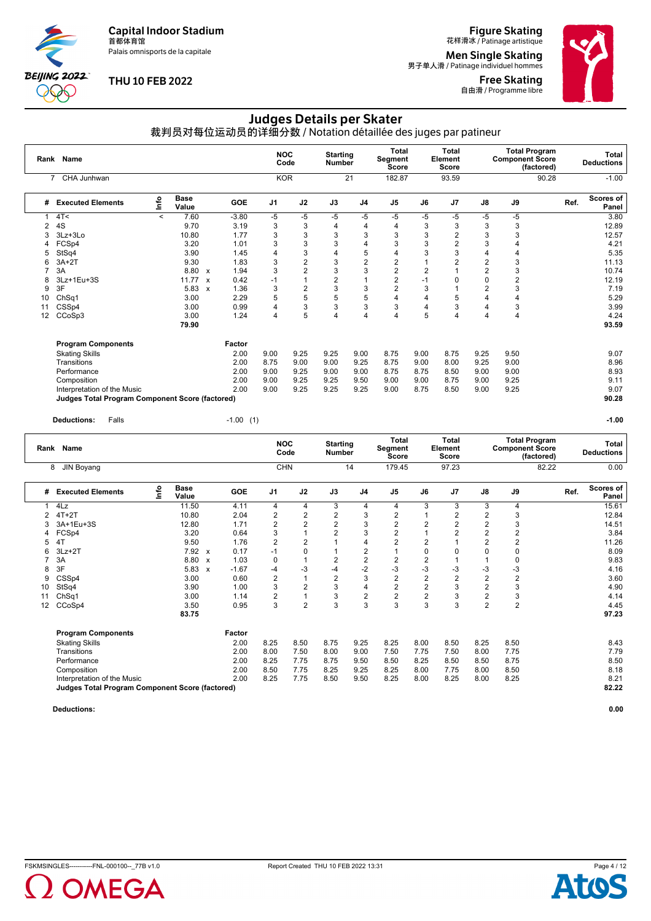Capital Indoor Stadium
首都体育馆
Palais omnisports de la capitale

THU 10 FEB 2022

Figure Skating
花样滑冰 / Patinage artistique

Men Single Skating
男子单人滑 / Patinage individuel hommes

Free Skating
自由滑 / Programme libre

# Judges Details per Skater

## 裁判员对每位运动员的详细分数 / Notation détaillée des juges par patineur

| Rank | Name | NOC Code | Starting Number | Total Segment Score | Total Element Score | Total Program Component Score (factored) | Total Deductions |
|---|---|---|---|---|---|---|---|
| 7 | CHA Junhwan | KOR | 21 | 182.87 | 93.59 | 90.28 | -1.00 |

| # | Executed Elements | Info | Base Value | | GOE | J1 | J2 | J3 | J4 | J5 | J6 | J7 | J8 | J9 | Ref. | Scores of Panel |
|---|---|---|---|---|---|---|---|---|---|---|---|---|---|---|---|---|
| 1 | 4T< | < | 7.60 | | -3.80 | -5 | -5 | -5 | -5 | -5 | -5 | -5 | -5 | -5 | | 3.80 |
| 2 | 4S | | 9.70 | | 3.19 | 3 | 3 | 4 | 4 | 4 | 3 | 3 | 3 | 3 | | 12.89 |
| 3 | 3Lz+3Lo | | 10.80 | | 1.77 | 3 | 3 | 3 | 3 | 3 | 3 | 2 | 3 | 3 | | 12.57 |
| 4 | FCSp4 | | 3.20 | | 1.01 | 3 | 3 | 3 | 4 | 3 | 3 | 2 | 3 | 4 | | 4.21 |
| 5 | StSq4 | | 3.90 | | 1.45 | 4 | 3 | 4 | 5 | 4 | 3 | 3 | 4 | 4 | | 5.35 |
| 6 | 3A+2T | | 9.30 | | 1.83 | 3 | 2 | 3 | 2 | 2 | 1 | 2 | 2 | 3 | | 11.13 |
| 7 | 3A | | 8.80 | x | 1.94 | 3 | 2 | 3 | 3 | 2 | 2 | 1 | 2 | 3 | | 10.74 |
| 8 | 3Lz+1Eu+3S | | 11.77 | x | 0.42 | -1 | 1 | 2 | 1 | 2 | -1 | 0 | 0 | 2 | | 12.19 |
| 9 | 3F | | 5.83 | x | 1.36 | 3 | 2 | 3 | 3 | 2 | 3 | 1 | 2 | 3 | | 7.19 |
| 10 | ChSq1 | | 3.00 | | 2.29 | 5 | 5 | 5 | 5 | 4 | 4 | 5 | 4 | 4 | | 5.29 |
| 11 | CSSp4 | | 3.00 | | 0.99 | 4 | 3 | 3 | 3 | 3 | 4 | 3 | 4 | 3 | | 3.99 |
| 12 | CCoSp3 | | 3.00 | | 1.24 | 4 | 5 | 4 | 4 | 4 | 5 | 4 | 4 | 4 | | 4.24 |
| | | | 79.90 | | | | | | | | | | | | | 93.59 |

| Program Components | Factor | J1 | J2 | J3 | J4 | J5 | J6 | J7 | J8 | J9 | | |
|---|---|---|---|---|---|---|---|---|---|---|---|---|
| Skating Skills | 2.00 | 9.00 | 9.25 | 9.25 | 9.00 | 8.75 | 9.00 | 8.75 | 9.25 | 9.50 | | 9.07 |
| Transitions | 2.00 | 8.75 | 9.00 | 9.00 | 9.25 | 8.75 | 9.00 | 8.00 | 9.25 | 9.00 | | 8.96 |
| Performance | 2.00 | 9.00 | 9.25 | 9.00 | 9.00 | 8.75 | 8.75 | 8.50 | 9.00 | 9.00 | | 8.93 |
| Composition | 2.00 | 9.00 | 9.25 | 9.25 | 9.50 | 9.00 | 9.00 | 8.75 | 9.00 | 9.25 | | 9.11 |
| Interpretation of the Music | 2.00 | 9.00 | 9.25 | 9.25 | 9.25 | 9.00 | 8.75 | 8.50 | 9.00 | 9.25 | | 9.07 |
| **Judges Total Program Component Score (factored)** | | | | | | | | | | | | **90.28** |

**Deductions:** Falls -1.00 (1) **-1.00**

| Rank | Name | NOC Code | Starting Number | Total Segment Score | Total Element Score | Total Program Component Score (factored) | Total Deductions |
|---|---|---|---|---|---|---|---|
| 8 | JIN Boyang | CHN | 14 | 179.45 | 97.23 | 82.22 | 0.00 |

| # | Executed Elements | Info | Base Value | | GOE | J1 | J2 | J3 | J4 | J5 | J6 | J7 | J8 | J9 | Ref. | Scores of Panel |
|---|---|---|---|---|---|---|---|---|---|---|---|---|---|---|---|---|
| 1 | 4Lz | | 11.50 | | 4.11 | 4 | 4 | 3 | 4 | 4 | 3 | 3 | 3 | 4 | | 15.61 |
| 2 | 4T+2T | | 10.80 | | 2.04 | 2 | 2 | 2 | 3 | 2 | 1 | 2 | 2 | 3 | | 12.84 |
| 3 | 3A+1Eu+3S | | 12.80 | | 1.71 | 2 | 2 | 2 | 3 | 2 | 2 | 2 | 2 | 3 | | 14.51 |
| 4 | FCSp4 | | 3.20 | | 0.64 | 3 | 1 | 2 | 3 | 2 | 1 | 2 | 2 | 2 | | 3.84 |
| 5 | 4T | | 9.50 | | 1.76 | 2 | 2 | 1 | 4 | 2 | 2 | 1 | 2 | 2 | | 11.26 |
| 6 | 3Lz+2T | | 7.92 | x | 0.17 | -1 | 0 | 1 | 2 | 1 | 0 | 0 | 0 | 0 | | 8.09 |
| 7 | 3A | | 8.80 | x | 1.03 | 0 | 1 | 2 | 2 | 2 | 2 | 1 | 1 | 0 | | 9.83 |
| 8 | 3F | | 5.83 | x | -1.67 | -4 | -3 | -4 | -2 | -3 | -3 | -3 | -3 | -3 | | 4.16 |
| 9 | CSSp4 | | 3.00 | | 0.60 | 2 | 1 | 2 | 3 | 2 | 2 | 2 | 2 | 2 | | 3.60 |
| 10 | StSq4 | | 3.90 | | 1.00 | 3 | 2 | 3 | 4 | 2 | 3 | 3 | 2 | 3 | | 4.90 |
| 11 | ChSq1 | | 3.00 | | 1.14 | 2 | 1 | 3 | 2 | 2 | 2 | 3 | 2 | 3 | | 4.14 |
| 12 | CCoSp4 | | 3.50 | | 0.95 | 3 | 2 | 3 | 3 | 3 | 3 | 3 | 2 | 2 | | 4.45 |
| | | | 83.75 | | | | | | | | | | | | | 97.23 |

| Program Components | Factor | J1 | J2 | J3 | J4 | J5 | J6 | J7 | J8 | J9 | | |
|---|---|---|---|---|---|---|---|---|---|---|---|---|
| Skating Skills | 2.00 | 8.25 | 8.50 | 8.75 | 9.25 | 8.25 | 8.00 | 8.50 | 8.25 | 8.50 | | 8.43 |
| Transitions | 2.00 | 8.00 | 7.50 | 8.00 | 9.00 | 7.50 | 7.75 | 7.50 | 8.00 | 7.75 | | 7.79 |
| Performance | 2.00 | 8.25 | 7.75 | 8.75 | 9.50 | 8.50 | 8.25 | 8.50 | 8.50 | 8.75 | | 8.50 |
| Composition | 2.00 | 8.50 | 7.75 | 8.25 | 9.25 | 8.25 | 8.00 | 7.75 | 8.00 | 8.50 | | 8.18 |
| Interpretation of the Music | 2.00 | 8.25 | 7.75 | 8.50 | 9.50 | 8.25 | 8.00 | 8.25 | 8.00 | 8.25 | | 8.21 |
| **Judges Total Program Component Score (factored)** | | | | | | | | | | | | **82.22** |

**Deductions:** **0.00**

FSKMSINGLES-----------FNL-000100--_77B v1.0 Report Created THU 10 FEB 2022 13:31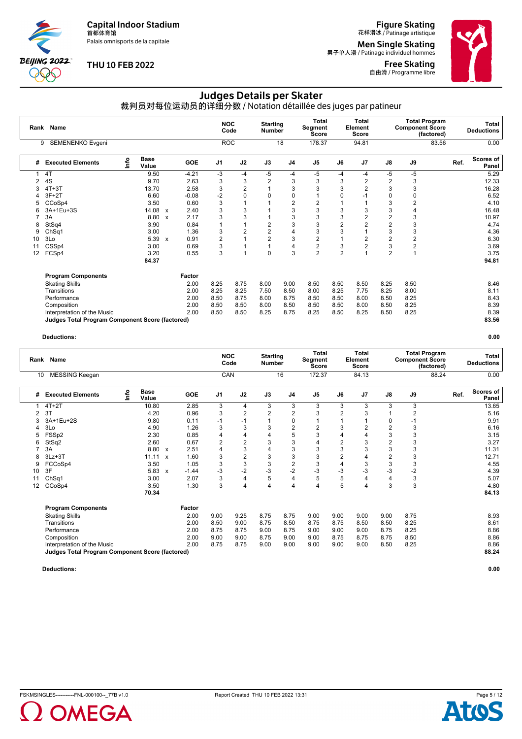Capital Indoor Stadium
首都体育馆
Palais omnisports de la capitale

THU 10 FEB 2022

Figure Skating
花样滑冰 / Patinage artistique

Men Single Skating
男子单人滑 / Patinage individuel hommes

Free Skating
自由滑 / Programme libre

# Judges Details per Skater

## 裁判员对每位运动员的详细分数 / Notation détaillée des juges par patineur

| Rank | Name | NOC Code | Starting Number | Total Segment Score | Total Element Score | Total Program Component Score (factored) | Total Deductions |
|---|---|---|---|---|---|---|---|
| 9 | SEMENENKO Evgeni | ROC | 18 | 178.37 | 94.81 | 83.56 | 0.00 |

| # | Executed Elements | Info | Base Value | | GOE | J1 | J2 | J3 | J4 | J5 | J6 | J7 | J8 | J9 | Ref. | Scores of Panel |
|---|---|---|---|---|---|---|---|---|---|---|---|---|---|---|---|---|
| 1 | 4T | | 9.50 | | -4.21 | -3 | -4 | -5 | -4 | -5 | -4 | -4 | -5 | -5 | | 5.29 |
| 2 | 4S | | 9.70 | | 2.63 | 3 | 3 | 2 | 3 | 3 | 3 | 2 | 2 | 3 | | 12.33 |
| 3 | 4T+3T | | 13.70 | | 2.58 | 3 | 2 | 1 | 3 | 3 | 3 | 2 | 3 | 3 | | 16.28 |
| 4 | 3F+2T | | 6.60 | | -0.08 | -2 | 0 | 0 | 0 | 1 | 0 | -1 | 0 | 0 | | 6.52 |
| 5 | CCoSp4 | | 3.50 | | 0.60 | 3 | 1 | 1 | 2 | 2 | 1 | 1 | 3 | 2 | | 4.10 |
| 6 | 3A+1Eu+3S | | 14.08 | x | 2.40 | 3 | 3 | 1 | 3 | 3 | 3 | 3 | 3 | 4 | | 16.48 |
| 7 | 3A | | 8.80 | x | 2.17 | 3 | 3 | 1 | 3 | 3 | 3 | 2 | 2 | 3 | | 10.97 |
| 8 | StSq4 | | 3.90 | | 0.84 | 1 | 1 | 2 | 3 | 3 | 2 | 2 | 2 | 3 | | 4.74 |
| 9 | ChSq1 | | 3.00 | | 1.36 | 3 | 2 | 2 | 4 | 3 | 3 | 1 | 3 | 3 | | 4.36 |
| 10 | 3Lo | | 5.39 | x | 0.91 | 2 | 1 | 2 | 3 | 2 | 1 | 2 | 2 | 2 | | 6.30 |
| 11 | CSSp4 | | 3.00 | | 0.69 | 3 | 1 | 1 | 4 | 2 | 3 | 2 | 3 | 2 | | 3.69 |
| 12 | FCSp4 | | 3.20 | | 0.55 | 3 | 1 | 0 | 3 | 2 | 2 | 1 | 2 | 1 | | 3.75 |
| | | | 84.37 | | | | | | | | | | | | | 94.81 |

| Program Components | Factor | J1 | J2 | J3 | J4 | J5 | J6 | J7 | J8 | J9 | Scores of Panel |
|---|---|---|---|---|---|---|---|---|---|---|---|
| Skating Skills | 2.00 | 8.25 | 8.75 | 8.00 | 9.00 | 8.50 | 8.50 | 8.50 | 8.25 | 8.50 | 8.46 |
| Transitions | 2.00 | 8.25 | 8.25 | 7.50 | 8.50 | 8.00 | 8.25 | 7.75 | 8.25 | 8.00 | 8.11 |
| Performance | 2.00 | 8.50 | 8.75 | 8.00 | 8.75 | 8.50 | 8.50 | 8.00 | 8.50 | 8.25 | 8.43 |
| Composition | 2.00 | 8.50 | 8.50 | 8.00 | 8.50 | 8.50 | 8.50 | 8.00 | 8.50 | 8.25 | 8.39 |
| Interpretation of the Music | 2.00 | 8.50 | 8.50 | 8.25 | 8.75 | 8.25 | 8.50 | 8.25 | 8.50 | 8.25 | 8.39 |
| **Judges Total Program Component Score (factored)** | | | | | | | | | | | **83.56** |

**Deductions:** **0.00**

| Rank | Name | NOC Code | Starting Number | Total Segment Score | Total Element Score | Total Program Component Score (factored) | Total Deductions |
|---|---|---|---|---|---|---|---|
| 10 | MESSING Keegan | CAN | 16 | 172.37 | 84.13 | 88.24 | 0.00 |

| # | Executed Elements | Info | Base Value | | GOE | J1 | J2 | J3 | J4 | J5 | J6 | J7 | J8 | J9 | Ref. | Scores of Panel |
|---|---|---|---|---|---|---|---|---|---|---|---|---|---|---|---|---|
| 1 | 4T+2T | | 10.80 | | 2.85 | 3 | 4 | 3 | 3 | 3 | 3 | 3 | 3 | 3 | | 13.65 |
| 2 | 3T | | 4.20 | | 0.96 | 3 | 2 | 2 | 2 | 3 | 2 | 3 | 1 | 2 | | 5.16 |
| 3 | 3A+1Eu+2S | | 9.80 | | 0.11 | -1 | -1 | 1 | 0 | 1 | 1 | 1 | 0 | -1 | | 9.91 |
| 4 | 3Lo | | 4.90 | | 1.26 | 3 | 3 | 3 | 2 | 2 | 3 | 2 | 2 | 3 | | 6.16 |
| 5 | FSSp2 | | 2.30 | | 0.85 | 4 | 4 | 4 | 5 | 3 | 4 | 4 | 3 | 3 | | 3.15 |
| 6 | StSq2 | | 2.60 | | 0.67 | 2 | 2 | 3 | 3 | 4 | 2 | 3 | 2 | 3 | | 3.27 |
| 7 | 3A | | 8.80 | x | 2.51 | 4 | 3 | 4 | 3 | 3 | 3 | 3 | 3 | 3 | | 11.31 |
| 8 | 3Lz+3T | | 11.11 | x | 1.60 | 3 | 2 | 3 | 3 | 3 | 2 | 4 | 2 | 3 | | 12.71 |
| 9 | FCCoSp4 | | 3.50 | | 1.05 | 3 | 3 | 3 | 2 | 3 | 4 | 3 | 3 | 3 | | 4.55 |
| 10 | 3F | | 5.83 | x | -1.44 | -3 | -2 | -3 | -2 | -3 | -3 | -3 | -3 | -2 | | 4.39 |
| 11 | ChSq1 | | 3.00 | | 2.07 | 3 | 4 | 5 | 4 | 5 | 5 | 4 | 4 | 3 | | 5.07 |
| 12 | CCoSp4 | | 3.50 | | 1.30 | 3 | 4 | 4 | 4 | 4 | 5 | 4 | 3 | 3 | | 4.80 |
| | | | 70.34 | | | | | | | | | | | | | 84.13 |

| Program Components | Factor | J1 | J2 | J3 | J4 | J5 | J6 | J7 | J8 | J9 | Scores of Panel |
|---|---|---|---|---|---|---|---|---|---|---|---|
| Skating Skills | 2.00 | 9.00 | 9.25 | 8.75 | 8.75 | 9.00 | 9.00 | 9.00 | 9.00 | 8.75 | 8.93 |
| Transitions | 2.00 | 8.50 | 9.00 | 8.75 | 8.50 | 8.75 | 8.75 | 8.50 | 8.50 | 8.25 | 8.61 |
| Performance | 2.00 | 8.75 | 8.75 | 9.00 | 8.75 | 9.00 | 9.00 | 9.00 | 8.75 | 8.25 | 8.86 |
| Composition | 2.00 | 9.00 | 9.00 | 8.75 | 9.00 | 9.00 | 8.75 | 8.75 | 8.75 | 8.50 | 8.86 |
| Interpretation of the Music | 2.00 | 8.75 | 8.75 | 9.00 | 9.00 | 9.00 | 9.00 | 9.00 | 8.50 | 8.25 | 8.86 |
| **Judges Total Program Component Score (factored)** | | | | | | | | | | | **88.24** |

**Deductions:** **0.00**

FSKMSINGLES-----------FNL-000100--_77B v1.0 Report Created THU 10 FEB 2022 13:31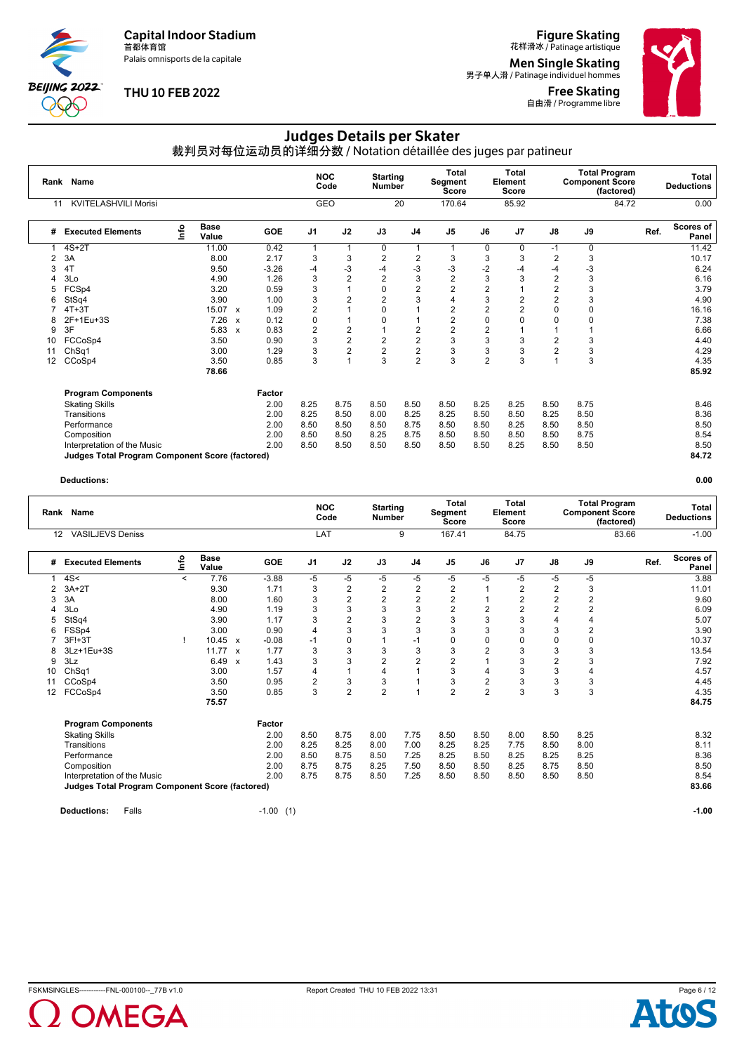Capital Indoor Stadium
首都体育馆
Palais omnisports de la capitale

THU 10 FEB 2022

Figure Skating
花样滑冰 / Patinage artistique

Men Single Skating
男子单人滑 / Patinage individuel hommes

Free Skating
自由滑 / Programme libre

# Judges Details per Skater
## 裁判员对每位运动员的详细分数 / Notation détaillée des juges par patineur

| Rank | Name | NOC Code | Starting Number | Total Segment Score | Total Element Score | Total Program Component Score (factored) | Total Deductions |
|---|---|---|---|---|---|---|---|
| 11 | KVITELASHVILI Morisi | GEO | 20 | 170.64 | 85.92 | 84.72 | 0.00 |

| # | Executed Elements | Info | Base Value | | GOE | J1 | J2 | J3 | J4 | J5 | J6 | J7 | J8 | J9 | Ref. | Scores of Panel |
|---|---|---|---|---|---|---|---|---|---|---|---|---|---|---|---|---|
| 1 | 4S+2T | | 11.00 | | 0.42 | 1 | 1 | 0 | 1 | 1 | 0 | 0 | -1 | 0 | | 11.42 |
| 2 | 3A | | 8.00 | | 2.17 | 3 | 3 | 2 | 2 | 3 | 3 | 3 | 2 | 3 | | 10.17 |
| 3 | 4T | | 9.50 | | -3.26 | -4 | -3 | -4 | -3 | -3 | -2 | -4 | -4 | -3 | | 6.24 |
| 4 | 3Lo | | 4.90 | | 1.26 | 3 | 2 | 2 | 3 | 2 | 3 | 3 | 2 | 3 | | 6.16 |
| 5 | FCSp4 | | 3.20 | | 0.59 | 3 | 1 | 0 | 2 | 2 | 2 | 1 | 2 | 3 | | 3.79 |
| 6 | StSq4 | | 3.90 | | 1.00 | 3 | 2 | 2 | 3 | 4 | 3 | 2 | 2 | 3 | | 4.90 |
| 7 | 4T+3T | | 15.07 | x | 1.09 | 2 | 1 | 0 | 1 | 2 | 2 | 2 | 0 | 0 | | 16.16 |
| 8 | 2F+1Eu+3S | | 7.26 | x | 0.12 | 0 | 1 | 0 | 1 | 2 | 0 | 0 | 0 | 0 | | 7.38 |
| 9 | 3F | | 5.83 | x | 0.83 | 2 | 2 | 1 | 2 | 2 | 2 | 1 | 1 | 1 | | 6.66 |
| 10 | FCCoSp4 | | 3.50 | | 0.90 | 3 | 2 | 2 | 2 | 3 | 3 | 3 | 2 | 3 | | 4.40 |
| 11 | ChSq1 | | 3.00 | | 1.29 | 3 | 2 | 2 | 2 | 3 | 3 | 3 | 2 | 3 | | 4.29 |
| 12 | CCoSp4 | | 3.50 | | 0.85 | 3 | 1 | 3 | 2 | 3 | 2 | 3 | 1 | 3 | | 4.35 |
| | | | 78.66 | | | | | | | | | | | | | 85.92 |

| Program Components | Factor | J1 | J2 | J3 | J4 | J5 | J6 | J7 | J8 | J9 | Scores of Panel |
|---|---|---|---|---|---|---|---|---|---|---|---|
| Skating Skills | 2.00 | 8.25 | 8.75 | 8.50 | 8.50 | 8.50 | 8.25 | 8.25 | 8.50 | 8.75 | 8.46 |
| Transitions | 2.00 | 8.25 | 8.50 | 8.00 | 8.25 | 8.25 | 8.50 | 8.50 | 8.25 | 8.50 | 8.36 |
| Performance | 2.00 | 8.50 | 8.50 | 8.50 | 8.75 | 8.50 | 8.50 | 8.25 | 8.50 | 8.50 | 8.50 |
| Composition | 2.00 | 8.50 | 8.50 | 8.25 | 8.75 | 8.50 | 8.50 | 8.50 | 8.50 | 8.75 | 8.54 |
| Interpretation of the Music | 2.00 | 8.50 | 8.50 | 8.50 | 8.50 | 8.50 | 8.50 | 8.25 | 8.50 | 8.50 | 8.50 |
| **Judges Total Program Component Score (factored)** | | | | | | | | | | | **84.72** |

**Deductions:** **0.00**

| Rank | Name | NOC Code | Starting Number | Total Segment Score | Total Element Score | Total Program Component Score (factored) | Total Deductions |
|---|---|---|---|---|---|---|---|
| 12 | VASILJEVS Deniss | LAT | 9 | 167.41 | 84.75 | 83.66 | -1.00 |

| # | Executed Elements | Info | Base Value | | GOE | J1 | J2 | J3 | J4 | J5 | J6 | J7 | J8 | J9 | Ref. | Scores of Panel |
|---|---|---|---|---|---|---|---|---|---|---|---|---|---|---|---|---|
| 1 | 4S< | < | 7.76 | | -3.88 | -5 | -5 | -5 | -5 | -5 | -5 | -5 | -5 | -5 | | 3.88 |
| 2 | 3A+2T | | 9.30 | | 1.71 | 3 | 2 | 2 | 2 | 2 | 1 | 2 | 2 | 3 | | 11.01 |
| 3 | 3A | | 8.00 | | 1.60 | 3 | 2 | 2 | 2 | 2 | 1 | 2 | 2 | 2 | | 9.60 |
| 4 | 3Lo | | 4.90 | | 1.19 | 3 | 3 | 3 | 3 | 2 | 2 | 2 | 2 | 2 | | 6.09 |
| 5 | StSq4 | | 3.90 | | 1.17 | 3 | 2 | 3 | 2 | 3 | 3 | 3 | 4 | 4 | | 5.07 |
| 6 | FSSp4 | | 3.00 | | 0.90 | 4 | 3 | 3 | 3 | 3 | 3 | 3 | 3 | 2 | | 3.90 |
| 7 | 3F!+3T | ! | 10.45 | x | -0.08 | -1 | 0 | 1 | -1 | 0 | 0 | 0 | 0 | 0 | | 10.37 |
| 8 | 3Lz+1Eu+3S | | 11.77 | x | 1.77 | 3 | 3 | 3 | 3 | 3 | 2 | 3 | 3 | 3 | | 13.54 |
| 9 | 3Lz | | 6.49 | x | 1.43 | 3 | 3 | 2 | 2 | 2 | 1 | 3 | 2 | 3 | | 7.92 |
| 10 | ChSq1 | | 3.00 | | 1.57 | 4 | 1 | 4 | 1 | 3 | 4 | 3 | 3 | 4 | | 4.57 |
| 11 | CCoSp4 | | 3.50 | | 0.95 | 2 | 3 | 3 | 1 | 3 | 2 | 3 | 3 | 3 | | 4.45 |
| 12 | FCCoSp4 | | 3.50 | | 0.85 | 3 | 2 | 2 | 1 | 2 | 2 | 3 | 3 | 3 | | 4.35 |
| | | | 75.57 | | | | | | | | | | | | | 84.75 |

| Program Components | Factor | J1 | J2 | J3 | J4 | J5 | J6 | J7 | J8 | J9 | Scores of Panel |
|---|---|---|---|---|---|---|---|---|---|---|---|
| Skating Skills | 2.00 | 8.50 | 8.75 | 8.00 | 7.75 | 8.50 | 8.50 | 8.00 | 8.50 | 8.25 | 8.32 |
| Transitions | 2.00 | 8.25 | 8.25 | 8.00 | 7.00 | 8.25 | 8.25 | 7.75 | 8.50 | 8.00 | 8.11 |
| Performance | 2.00 | 8.50 | 8.75 | 8.50 | 7.25 | 8.25 | 8.50 | 8.25 | 8.25 | 8.25 | 8.36 |
| Composition | 2.00 | 8.75 | 8.75 | 8.25 | 7.50 | 8.50 | 8.50 | 8.25 | 8.75 | 8.50 | 8.50 |
| Interpretation of the Music | 2.00 | 8.75 | 8.75 | 8.50 | 7.25 | 8.50 | 8.50 | 8.50 | 8.50 | 8.50 | 8.54 |
| **Judges Total Program Component Score (factored)** | | | | | | | | | | | **83.66** |

**Deductions:** Falls -1.00 (1) **-1.00**

FSKMSINGLES-----------FNL-000100--_77B v1.0 Report Created THU 10 FEB 2022 13:31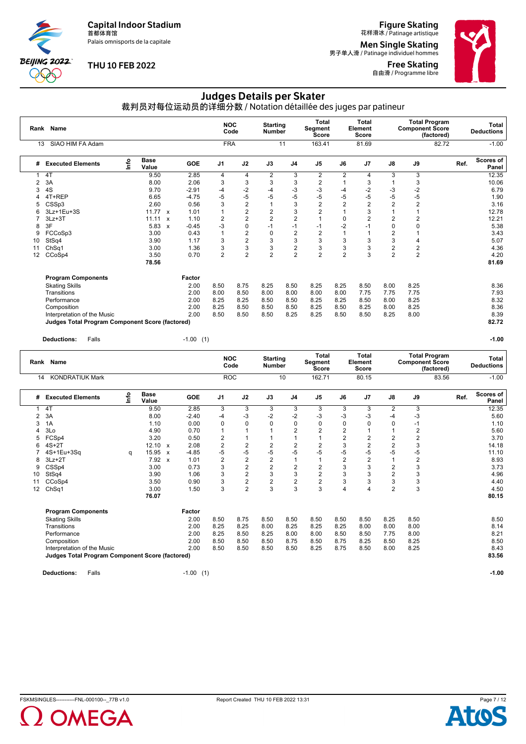Capital Indoor Stadium
首都体育馆
Palais omnisports de la capitale

THU 10 FEB 2022

Figure Skating
花样滑冰 / Patinage artistique

Men Single Skating
男子单人滑 / Patinage individuel hommes

Free Skating
自由滑 / Programme libre

# Judges Details per Skater

## 裁判员对每位运动员的详细分数 / Notation détaillée des juges par patineur

| Rank | Name | NOC Code | Starting Number | Total Segment Score | Total Element Score | Total Program Component Score (factored) | Total Deductions |
|---|---|---|---|---|---|---|---|
| 13 | SIAO HIM FA Adam | FRA | 11 | 163.41 | 81.69 | 82.72 | -1.00 |

| # | Executed Elements | Info | Base Value | | GOE | J1 | J2 | J3 | J4 | J5 | J6 | J7 | J8 | J9 | Ref. | Scores of Panel |
|---|---|---|---|---|---|---|---|---|---|---|---|---|---|---|---|---|
| 1 | 4T | | 9.50 | | 2.85 | 4 | 4 | 2 | 3 | 2 | 2 | 4 | 3 | 3 | | 12.35 |
| 2 | 3A | | 8.00 | | 2.06 | 3 | 3 | 3 | 3 | 2 | 1 | 3 | 1 | 3 | | 10.06 |
| 3 | 4S | | 9.70 | | -2.91 | -4 | -2 | -4 | -3 | -3 | -4 | -2 | -3 | -2 | | 6.79 |
| 4 | 4T+REP | | 6.65 | | -4.75 | -5 | -5 | -5 | -5 | -5 | -5 | -5 | -5 | -5 | | 1.90 |
| 5 | CSSp3 | | 2.60 | | 0.56 | 3 | 2 | 1 | 3 | 2 | 2 | 2 | 2 | 2 | | 3.16 |
| 6 | 3Lz+1Eu+3S | | 11.77 | x | 1.01 | 1 | 2 | 2 | 3 | 2 | 1 | 3 | 1 | 1 | | 12.78 |
| 7 | 3Lz+3T | | 11.11 | x | 1.10 | 2 | 2 | 2 | 2 | 1 | 0 | 2 | 2 | 2 | | 12.21 |
| 8 | 3F | | 5.83 | x | -0.45 | -3 | 0 | -1 | -1 | -1 | -2 | -1 | 0 | 0 | | 5.38 |
| 9 | FCCoSp3 | | 3.00 | | 0.43 | 1 | 2 | 0 | 2 | 2 | 1 | 1 | 2 | 1 | | 3.43 |
| 10 | StSq4 | | 3.90 | | 1.17 | 3 | 2 | 3 | 3 | 3 | 3 | 3 | 3 | 4 | | 5.07 |
| 11 | ChSq1 | | 3.00 | | 1.36 | 3 | 3 | 3 | 2 | 3 | 3 | 3 | 2 | 2 | | 4.36 |
| 12 | CCoSp4 | | 3.50 | | 0.70 | 2 | 2 | 2 | 2 | 2 | 2 | 3 | 2 | 2 | | 4.20 |
| | | | 78.56 | | | | | | | | | | | | | 81.69 |

| Program Components | Factor | J1 | J2 | J3 | J4 | J5 | J6 | J7 | J8 | J9 | Scores of Panel |
|---|---|---|---|---|---|---|---|---|---|---|---|
| Skating Skills | 2.00 | 8.50 | 8.75 | 8.25 | 8.50 | 8.25 | 8.25 | 8.50 | 8.00 | 8.25 | 8.36 |
| Transitions | 2.00 | 8.00 | 8.50 | 8.00 | 8.00 | 8.00 | 8.00 | 7.75 | 7.75 | 7.75 | 7.93 |
| Performance | 2.00 | 8.25 | 8.25 | 8.50 | 8.50 | 8.25 | 8.25 | 8.50 | 8.00 | 8.25 | 8.32 |
| Composition | 2.00 | 8.25 | 8.50 | 8.50 | 8.50 | 8.25 | 8.50 | 8.25 | 8.00 | 8.25 | 8.36 |
| Interpretation of the Music | 2.00 | 8.50 | 8.50 | 8.50 | 8.25 | 8.25 | 8.50 | 8.50 | 8.25 | 8.00 | 8.39 |
| **Judges Total Program Component Score (factored)** | | | | | | | | | | | **82.72** |

**Deductions:** Falls -1.00 (1) **-1.00**

| Rank | Name | NOC Code | Starting Number | Total Segment Score | Total Element Score | Total Program Component Score (factored) | Total Deductions |
|---|---|---|---|---|---|---|---|
| 14 | KONDRATIUK Mark | ROC | 10 | 162.71 | 80.15 | 83.56 | -1.00 |

| # | Executed Elements | Info | Base Value | | GOE | J1 | J2 | J3 | J4 | J5 | J6 | J7 | J8 | J9 | Ref. | Scores of Panel |
|---|---|---|---|---|---|---|---|---|---|---|---|---|---|---|---|---|
| 1 | 4T | | 9.50 | | 2.85 | 3 | 3 | 3 | 3 | 3 | 3 | 3 | 2 | 3 | | 12.35 |
| 2 | 3A | | 8.00 | | -2.40 | -4 | -3 | -2 | -2 | -3 | -3 | -3 | -4 | -3 | | 5.60 |
| 3 | 1A | | 1.10 | | 0.00 | 0 | 0 | 0 | 0 | 0 | 0 | 0 | 0 | -1 | | 1.10 |
| 4 | 3Lo | | 4.90 | | 0.70 | 1 | 1 | 1 | 2 | 2 | 2 | 1 | 1 | 2 | | 5.60 |
| 5 | FCSp4 | | 3.20 | | 0.50 | 2 | 1 | 1 | 1 | 1 | 2 | 2 | 2 | 2 | | 3.70 |
| 6 | 4S+2T | | 12.10 | x | 2.08 | 2 | 2 | 2 | 2 | 2 | 3 | 2 | 2 | 3 | | 14.18 |
| 7 | 4S+1Eu+3Sq | q | 15.95 | x | -4.85 | -5 | -5 | -5 | -5 | -5 | -5 | -5 | -5 | -5 | | 11.10 |
| 8 | 3Lz+2T | | 7.92 | x | 1.01 | 2 | 2 | 2 | 1 | 1 | 2 | 2 | 1 | 2 | | 8.93 |
| 9 | CSSp4 | | 3.00 | | 0.73 | 3 | 2 | 2 | 2 | 2 | 3 | 3 | 2 | 3 | | 3.73 |
| 10 | StSq4 | | 3.90 | | 1.06 | 3 | 2 | 3 | 3 | 2 | 3 | 3 | 2 | 3 | | 4.96 |
| 11 | CCoSp4 | | 3.50 | | 0.90 | 3 | 2 | 2 | 2 | 2 | 3 | 3 | 3 | 3 | | 4.40 |
| 12 | ChSq1 | | 3.00 | | 1.50 | 3 | 2 | 3 | 3 | 3 | 4 | 4 | 2 | 3 | | 4.50 |
| | | | 76.07 | | | | | | | | | | | | | 80.15 |

| Program Components | Factor | J1 | J2 | J3 | J4 | J5 | J6 | J7 | J8 | J9 | Scores of Panel |
|---|---|---|---|---|---|---|---|---|---|---|---|
| Skating Skills | 2.00 | 8.50 | 8.75 | 8.50 | 8.50 | 8.50 | 8.50 | 8.50 | 8.25 | 8.50 | 8.50 |
| Transitions | 2.00 | 8.25 | 8.25 | 8.00 | 8.25 | 8.25 | 8.25 | 8.00 | 8.00 | 8.00 | 8.14 |
| Performance | 2.00 | 8.25 | 8.50 | 8.25 | 8.00 | 8.00 | 8.50 | 8.50 | 7.75 | 8.00 | 8.21 |
| Composition | 2.00 | 8.50 | 8.50 | 8.50 | 8.75 | 8.50 | 8.75 | 8.25 | 8.50 | 8.25 | 8.50 |
| Interpretation of the Music | 2.00 | 8.50 | 8.50 | 8.50 | 8.50 | 8.25 | 8.75 | 8.50 | 8.00 | 8.25 | 8.43 |
| **Judges Total Program Component Score (factored)** | | | | | | | | | | | **83.56** |

**Deductions:** Falls -1.00 (1) **-1.00**

FSKMSINGLES-----------FNL-000100--_77B v1.0 Report Created THU 10 FEB 2022 13:31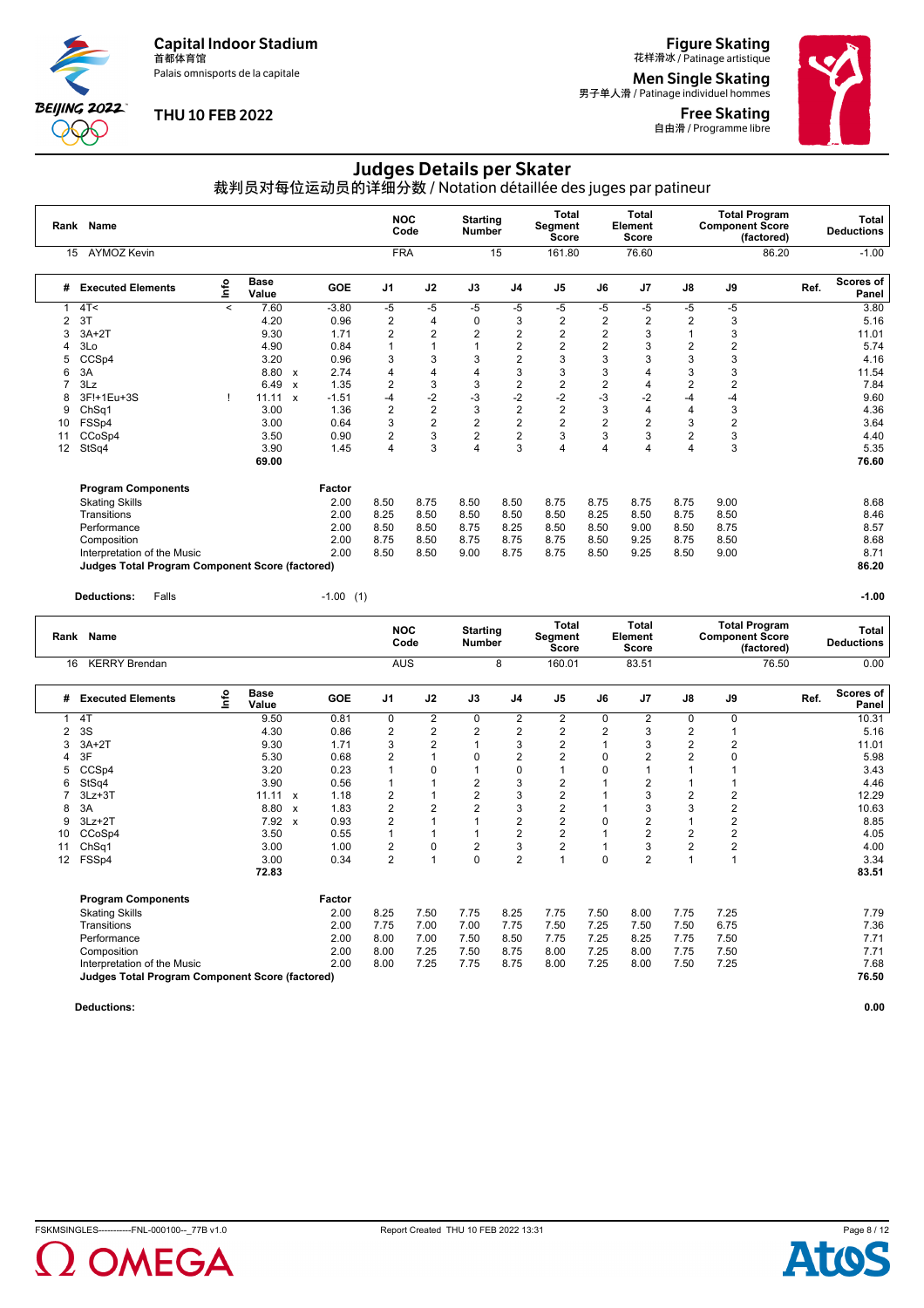Capital Indoor Stadium
首都体育馆
Palais omnisports de la capitale

THU 10 FEB 2022

Figure Skating
花样滑冰 / Patinage artistique

Men Single Skating
男子单人滑 / Patinage individuel hommes

Free Skating
自由滑 / Programme libre

# Judges Details per Skater

## 裁判员对每位运动员的详细分数 / Notation détaillée des juges par patineur

| Rank | Name | NOC Code | Starting Number | Total Segment Score | Total Element Score | Total Program Component Score (factored) | Total Deductions |
|---|---|---|---|---|---|---|---|
| 15 | AYMOZ Kevin | FRA | 15 | 161.80 | 76.60 | 86.20 | -1.00 |

| # | Executed Elements | Info | Base Value | | GOE | J1 | J2 | J3 | J4 | J5 | J6 | J7 | J8 | J9 | Ref. | Scores of Panel |
|---|---|---|---|---|---|---|---|---|---|---|---|---|---|---|---|---|
| 1 | 4T< | < | 7.60 | | -3.80 | -5 | -5 | -5 | -5 | -5 | -5 | -5 | -5 | -5 | | 3.80 |
| 2 | 3T | | 4.20 | | 0.96 | 2 | 4 | 0 | 3 | 2 | 2 | 2 | 2 | 3 | | 5.16 |
| 3 | 3A+2T | | 9.30 | | 1.71 | 2 | 2 | 2 | 2 | 2 | 2 | 3 | 1 | 3 | | 11.01 |
| 4 | 3Lo | | 4.90 | | 0.84 | 1 | 1 | 1 | 2 | 2 | 2 | 3 | 2 | 2 | | 5.74 |
| 5 | CCSp4 | | 3.20 | | 0.96 | 3 | 3 | 3 | 2 | 3 | 3 | 3 | 3 | 3 | | 4.16 |
| 6 | 3A | | 8.80 | x | 2.74 | 4 | 4 | 4 | 3 | 3 | 3 | 4 | 3 | 3 | | 11.54 |
| 7 | 3Lz | | 6.49 | x | 1.35 | 2 | 3 | 3 | 2 | 2 | 2 | 4 | 2 | 2 | | 7.84 |
| 8 | 3F!+1Eu+3S | ! | 11.11 | x | -1.51 | -4 | -2 | -3 | -2 | -2 | -3 | -2 | -4 | -4 | | 9.60 |
| 9 | ChSq1 | | 3.00 | | 1.36 | 2 | 2 | 3 | 2 | 2 | 3 | 4 | 4 | 3 | | 4.36 |
| 10 | FSSp4 | | 3.00 | | 0.64 | 3 | 2 | 2 | 2 | 2 | 2 | 2 | 3 | 2 | | 3.64 |
| 11 | CCoSp4 | | 3.50 | | 0.90 | 2 | 3 | 2 | 2 | 3 | 3 | 3 | 2 | 3 | | 4.40 |
| 12 | StSq4 | | 3.90 | | 1.45 | 4 | 3 | 4 | 3 | 4 | 4 | 4 | 4 | 3 | | 5.35 |
| | | | **69.00** | | | | | | | | | | | | | **76.60** |

| Program Components | Factor | J1 | J2 | J3 | J4 | J5 | J6 | J7 | J8 | J9 | Scores of Panel |
|---|---|---|---|---|---|---|---|---|---|---|---|
| Skating Skills | 2.00 | 8.50 | 8.75 | 8.50 | 8.50 | 8.75 | 8.75 | 8.75 | 8.75 | 9.00 | 8.68 |
| Transitions | 2.00 | 8.25 | 8.50 | 8.50 | 8.50 | 8.50 | 8.25 | 8.50 | 8.75 | 8.50 | 8.46 |
| Performance | 2.00 | 8.50 | 8.50 | 8.75 | 8.25 | 8.50 | 8.50 | 9.00 | 8.50 | 8.75 | 8.57 |
| Composition | 2.00 | 8.75 | 8.50 | 8.75 | 8.75 | 8.75 | 8.50 | 9.25 | 8.75 | 8.50 | 8.68 |
| Interpretation of the Music | 2.00 | 8.50 | 8.50 | 9.00 | 8.75 | 8.75 | 8.50 | 9.25 | 8.50 | 9.00 | 8.71 |
| **Judges Total Program Component Score (factored)** | | | | | | | | | | | **86.20** |

**Deductions:** Falls -1.00 (1) **-1.00**

| Rank | Name | NOC Code | Starting Number | Total Segment Score | Total Element Score | Total Program Component Score (factored) | Total Deductions |
|---|---|---|---|---|---|---|---|
| 16 | KERRY Brendan | AUS | 8 | 160.01 | 83.51 | 76.50 | 0.00 |

| # | Executed Elements | Info | Base Value | | GOE | J1 | J2 | J3 | J4 | J5 | J6 | J7 | J8 | J9 | Ref. | Scores of Panel |
|---|---|---|---|---|---|---|---|---|---|---|---|---|---|---|---|---|
| 1 | 4T | | 9.50 | | 0.81 | 0 | 2 | 0 | 2 | 2 | 0 | 2 | 0 | 0 | | 10.31 |
| 2 | 3S | | 4.30 | | 0.86 | 2 | 2 | 2 | 2 | 2 | 2 | 3 | 2 | 1 | | 5.16 |
| 3 | 3A+2T | | 9.30 | | 1.71 | 3 | 2 | 1 | 3 | 2 | 1 | 3 | 2 | 2 | | 11.01 |
| 4 | 3F | | 5.30 | | 0.68 | 2 | 1 | 0 | 2 | 2 | 0 | 2 | 2 | 0 | | 5.98 |
| 5 | CCSp4 | | 3.20 | | 0.23 | 1 | 0 | 1 | 0 | 1 | 0 | 1 | 1 | 1 | | 3.43 |
| 6 | StSq4 | | 3.90 | | 0.56 | 1 | 1 | 2 | 3 | 2 | 1 | 2 | 1 | 1 | | 4.46 |
| 7 | 3Lz+3T | | 11.11 | x | 1.18 | 2 | 1 | 2 | 3 | 2 | 1 | 3 | 2 | 2 | | 12.29 |
| 8 | 3A | | 8.80 | x | 1.83 | 2 | 2 | 2 | 3 | 2 | 1 | 3 | 3 | 2 | | 10.63 |
| 9 | 3Lz+2T | | 7.92 | x | 0.93 | 2 | 1 | 1 | 2 | 2 | 0 | 2 | 1 | 2 | | 8.85 |
| 10 | CCoSp4 | | 3.50 | | 0.55 | 1 | 1 | 1 | 2 | 2 | 1 | 2 | 2 | 2 | | 4.05 |
| 11 | ChSq1 | | 3.00 | | 1.00 | 2 | 0 | 2 | 3 | 2 | 1 | 3 | 2 | 2 | | 4.00 |
| 12 | FSSp4 | | 3.00 | | 0.34 | 2 | 1 | 0 | 2 | 1 | 0 | 2 | 1 | 1 | | 3.34 |
| | | | **72.83** | | | | | | | | | | | | | **83.51** |

| Program Components | Factor | J1 | J2 | J3 | J4 | J5 | J6 | J7 | J8 | J9 | Scores of Panel |
|---|---|---|---|---|---|---|---|---|---|---|---|
| Skating Skills | 2.00 | 8.25 | 7.50 | 7.75 | 8.25 | 7.75 | 7.50 | 8.00 | 7.75 | 7.25 | 7.79 |
| Transitions | 2.00 | 7.75 | 7.00 | 7.00 | 7.75 | 7.50 | 7.25 | 7.50 | 7.50 | 6.75 | 7.36 |
| Performance | 2.00 | 8.00 | 7.00 | 7.50 | 8.50 | 7.75 | 7.25 | 8.25 | 7.75 | 7.50 | 7.71 |
| Composition | 2.00 | 8.00 | 7.25 | 7.50 | 8.75 | 8.00 | 7.25 | 8.00 | 7.75 | 7.50 | 7.71 |
| Interpretation of the Music | 2.00 | 8.00 | 7.25 | 7.75 | 8.75 | 8.00 | 7.25 | 8.00 | 7.50 | 7.25 | 7.68 |
| **Judges Total Program Component Score (factored)** | | | | | | | | | | | **76.50** |

**Deductions:** **0.00**

FSKMSINGLES-----------FNL-000100--_77B v1.0    Report Created THU 10 FEB 2022 13:31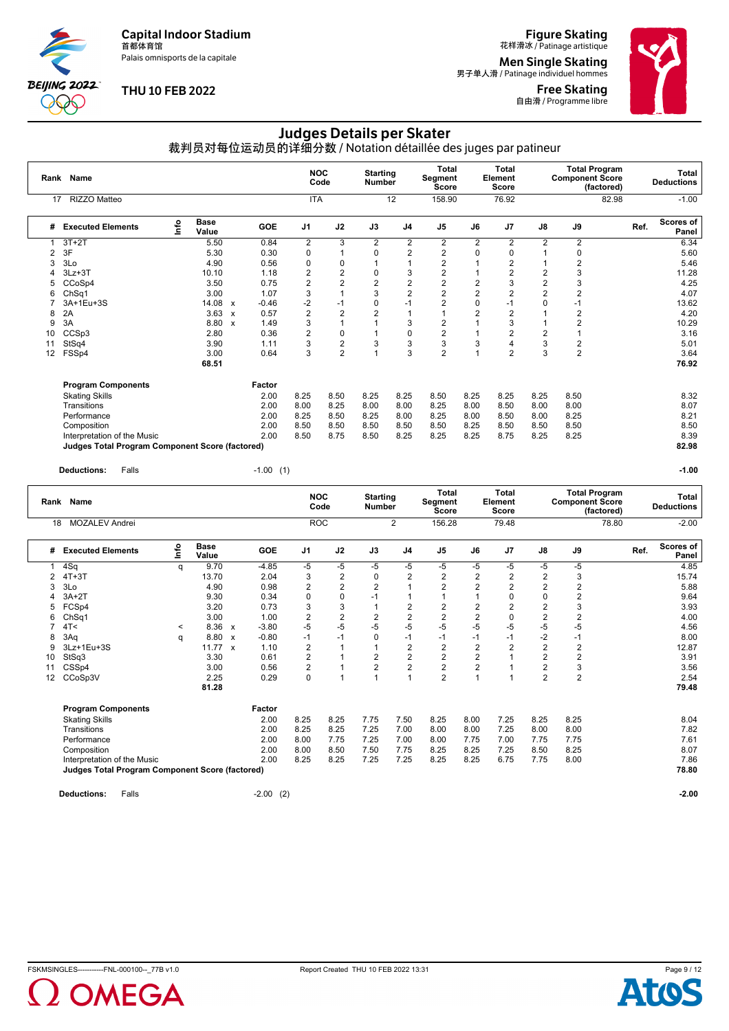Capital Indoor Stadium
首都体育馆
Palais omnisports de la capitale

THU 10 FEB 2022

Figure Skating
花样滑冰 / Patinage artistique

Men Single Skating
男子单人滑 / Patinage individuel hommes

Free Skating
自由滑 / Programme libre

# Judges Details per Skater
## 裁判员对每位运动员的详细分数 / Notation détaillée des juges par patineur

| Rank | Name | NOC Code | Starting Number | Total Segment Score | Total Element Score | Total Program Component Score (factored) | Total Deductions |
|---|---|---|---|---|---|---|---|
| 17 | RIZZO Matteo | ITA | 12 | 158.90 | 76.92 | 82.98 | -1.00 |

| # | Executed Elements | Info | Base Value | | GOE | J1 | J2 | J3 | J4 | J5 | J6 | J7 | J8 | J9 | Ref. | Scores of Panel |
|---|---|---|---|---|---|---|---|---|---|---|---|---|---|---|---|---|
| 1 | 3T+2T | | 5.50 | | 0.84 | 2 | 3 | 2 | 2 | 2 | 2 | 2 | 2 | 2 | | 6.34 |
| 2 | 3F | | 5.30 | | 0.30 | 0 | 1 | 0 | 2 | 2 | 0 | 0 | 1 | 0 | | 5.60 |
| 3 | 3Lo | | 4.90 | | 0.56 | 0 | 0 | 1 | 1 | 2 | 1 | 2 | 1 | 2 | | 5.46 |
| 4 | 3Lz+3T | | 10.10 | | 1.18 | 2 | 2 | 0 | 3 | 2 | 1 | 2 | 2 | 3 | | 11.28 |
| 5 | CCoSp4 | | 3.50 | | 0.75 | 2 | 2 | 2 | 2 | 2 | 2 | 3 | 2 | 3 | | 4.25 |
| 6 | ChSq1 | | 3.00 | | 1.07 | 3 | 1 | 3 | 2 | 2 | 2 | 2 | 2 | 2 | | 4.07 |
| 7 | 3A+1Eu+3S | | 14.08 | x | -0.46 | -2 | -1 | 0 | -1 | 2 | 0 | -1 | 0 | -1 | | 13.62 |
| 8 | 2A | | 3.63 | x | 0.57 | 2 | 2 | 2 | 1 | 1 | 2 | 2 | 1 | 2 | | 4.20 |
| 9 | 3A | | 8.80 | x | 1.49 | 3 | 1 | 1 | 3 | 2 | 1 | 3 | 1 | 2 | | 10.29 |
| 10 | CCSp3 | | 2.80 | | 0.36 | 2 | 0 | 1 | 0 | 2 | 1 | 2 | 2 | 1 | | 3.16 |
| 11 | StSq4 | | 3.90 | | 1.11 | 3 | 2 | 3 | 3 | 3 | 3 | 4 | 3 | 2 | | 5.01 |
| 12 | FSSp4 | | 3.00 | | 0.64 | 3 | 2 | 1 | 3 | 2 | 1 | 2 | 3 | 2 | | 3.64 |
| | | | 68.51 | | | | | | | | | | | | | 76.92 |

| Program Components | Factor | J1 | J2 | J3 | J4 | J5 | J6 | J7 | J8 | J9 | Scores of Panel |
|---|---|---|---|---|---|---|---|---|---|---|---|
| Skating Skills | 2.00 | 8.25 | 8.50 | 8.25 | 8.25 | 8.50 | 8.25 | 8.25 | 8.25 | 8.50 | 8.32 |
| Transitions | 2.00 | 8.00 | 8.25 | 8.00 | 8.00 | 8.25 | 8.00 | 8.50 | 8.00 | 8.00 | 8.07 |
| Performance | 2.00 | 8.25 | 8.50 | 8.25 | 8.00 | 8.25 | 8.00 | 8.50 | 8.00 | 8.25 | 8.21 |
| Composition | 2.00 | 8.50 | 8.50 | 8.50 | 8.50 | 8.50 | 8.25 | 8.50 | 8.50 | 8.50 | 8.50 |
| Interpretation of the Music | 2.00 | 8.50 | 8.75 | 8.50 | 8.25 | 8.25 | 8.25 | 8.75 | 8.25 | 8.25 | 8.39 |
| **Judges Total Program Component Score (factored)** | | | | | | | | | | | **82.98** |

**Deductions:** Falls -1.00 (1) **-1.00**

| Rank | Name | NOC Code | Starting Number | Total Segment Score | Total Element Score | Total Program Component Score (factored) | Total Deductions |
|---|---|---|---|---|---|---|---|
| 18 | MOZALEV Andrei | ROC | 2 | 156.28 | 79.48 | 78.80 | -2.00 |

| # | Executed Elements | Info | Base Value | | GOE | J1 | J2 | J3 | J4 | J5 | J6 | J7 | J8 | J9 | Ref. | Scores of Panel |
|---|---|---|---|---|---|---|---|---|---|---|---|---|---|---|---|---|
| 1 | 4Sq | q | 9.70 | | -4.85 | -5 | -5 | -5 | -5 | -5 | -5 | -5 | -5 | -5 | | 4.85 |
| 2 | 4T+3T | | 13.70 | | 2.04 | 3 | 2 | 0 | 2 | 2 | 2 | 2 | 2 | 3 | | 15.74 |
| 3 | 3Lo | | 4.90 | | 0.98 | 2 | 2 | 2 | 1 | 2 | 2 | 2 | 2 | 2 | | 5.88 |
| 4 | 3A+2T | | 9.30 | | 0.34 | 0 | 0 | -1 | 1 | 1 | 1 | 0 | 0 | 2 | | 9.64 |
| 5 | FCSp4 | | 3.20 | | 0.73 | 3 | 3 | 1 | 2 | 2 | 2 | 2 | 2 | 3 | | 3.93 |
| 6 | ChSq1 | | 3.00 | | 1.00 | 2 | 2 | 2 | 2 | 2 | 2 | 0 | 2 | 2 | | 4.00 |
| 7 | 4T< | < | 8.36 | x | -3.80 | -5 | -5 | -5 | -5 | -5 | -5 | -5 | -5 | -5 | | 4.56 |
| 8 | 3Aq | q | 8.80 | x | -0.80 | -1 | -1 | 0 | -1 | -1 | -1 | -1 | -2 | -1 | | 8.00 |
| 9 | 3Lz+1Eu+3S | | 11.77 | x | 1.10 | 2 | 1 | 1 | 2 | 2 | 2 | 2 | 2 | 2 | | 12.87 |
| 10 | StSq3 | | 3.30 | | 0.61 | 2 | 1 | 2 | 2 | 2 | 2 | 1 | 2 | 2 | | 3.91 |
| 11 | CSSp4 | | 3.00 | | 0.56 | 2 | 1 | 2 | 2 | 2 | 2 | 1 | 2 | 3 | | 3.56 |
| 12 | CCoSp3V | | 2.25 | | 0.29 | 0 | 1 | 1 | 1 | 2 | 1 | 1 | 2 | 2 | | 2.54 |
| | | | 81.28 | | | | | | | | | | | | | 79.48 |

| Program Components | Factor | J1 | J2 | J3 | J4 | J5 | J6 | J7 | J8 | J9 | Scores of Panel |
|---|---|---|---|---|---|---|---|---|---|---|---|
| Skating Skills | 2.00 | 8.25 | 8.25 | 7.75 | 7.50 | 8.25 | 8.00 | 7.25 | 8.25 | 8.25 | 8.04 |
| Transitions | 2.00 | 8.25 | 8.25 | 7.25 | 7.00 | 8.00 | 8.00 | 7.25 | 8.00 | 8.00 | 7.82 |
| Performance | 2.00 | 8.00 | 7.75 | 7.25 | 7.00 | 8.00 | 7.75 | 7.00 | 7.75 | 7.75 | 7.61 |
| Composition | 2.00 | 8.00 | 8.50 | 7.50 | 7.75 | 8.25 | 8.25 | 7.25 | 8.50 | 8.25 | 8.07 |
| Interpretation of the Music | 2.00 | 8.25 | 8.25 | 7.25 | 7.25 | 8.25 | 8.25 | 6.75 | 7.75 | 8.00 | 7.86 |
| **Judges Total Program Component Score (factored)** | | | | | | | | | | | **78.80** |

**Deductions:** Falls -2.00 (2) **-2.00**

FSKMSINGLES-----------FNL-000100--_77B v1.0 Report Created THU 10 FEB 2022 13:31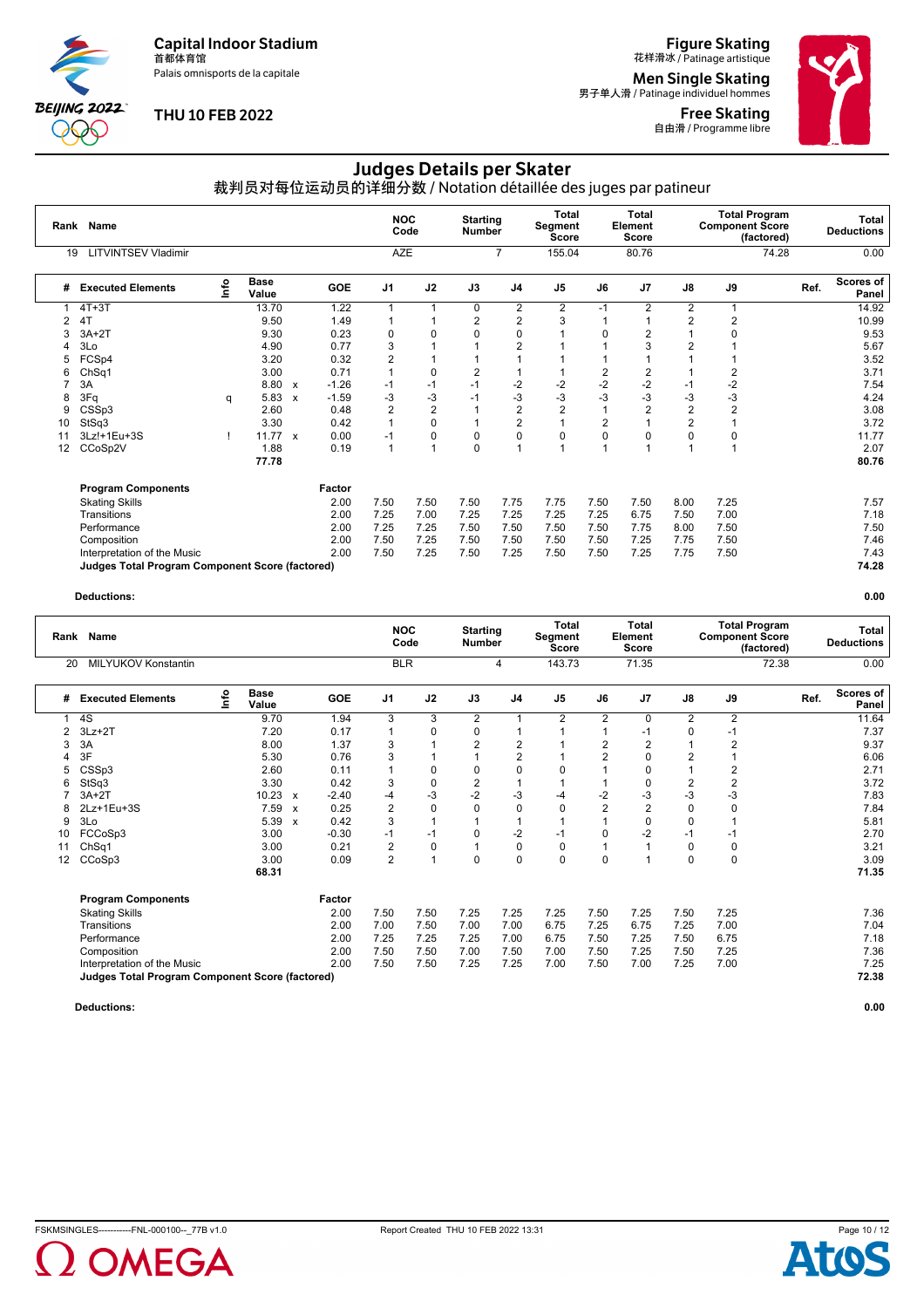Capital Indoor Stadium
首都体育馆
Palais omnisports de la capitale

THU 10 FEB 2022

Figure Skating
花样滑冰 / Patinage artistique

Men Single Skating
男子单人滑 / Patinage individuel hommes

Free Skating
自由滑 / Programme libre

# Judges Details per Skater

裁判员对每位运动员的详细分数 / Notation détaillée des juges par patineur

| Rank | Name | NOC Code | Starting Number | Total Segment Score | Total Element Score | Total Program Component Score (factored) | Total Deductions |
|---|---|---|---|---|---|---|---|
| 19 | LITVINTSEV Vladimir | AZE | 7 | 155.04 | 80.76 | 74.28 | 0.00 |

| # | Executed Elements | Info | Base Value | | GOE | J1 | J2 | J3 | J4 | J5 | J6 | J7 | J8 | J9 | Ref. | Scores of Panel |
|---|---|---|---|---|---|---|---|---|---|---|---|---|---|---|---|---|
| 1 | 4T+3T | | 13.70 | | 1.22 | 1 | 1 | 0 | 2 | 2 | -1 | 2 | 2 | 1 | | 14.92 |
| 2 | 4T | | 9.50 | | 1.49 | 1 | 1 | 2 | 2 | 3 | 1 | 1 | 2 | 2 | | 10.99 |
| 3 | 3A+2T | | 9.30 | | 0.23 | 0 | 0 | 0 | 0 | 1 | 0 | 2 | 1 | 0 | | 9.53 |
| 4 | 3Lo | | 4.90 | | 0.77 | 3 | 1 | 1 | 2 | 1 | 1 | 3 | 2 | 1 | | 5.67 |
| 5 | FCSp4 | | 3.20 | | 0.32 | 2 | 1 | 1 | 1 | 1 | 1 | 1 | 1 | 1 | | 3.52 |
| 6 | ChSq1 | | 3.00 | | 0.71 | 1 | 0 | 2 | 1 | 1 | 2 | 2 | 1 | 2 | | 3.71 |
| 7 | 3A | | 8.80 | x | -1.26 | -1 | -1 | -1 | -2 | -2 | -2 | -2 | -1 | -2 | | 7.54 |
| 8 | 3Fq | q | 5.83 | x | -1.59 | -3 | -3 | -1 | -3 | -3 | -3 | -3 | -3 | -3 | | 4.24 |
| 9 | CSSp3 | | 2.60 | | 0.48 | 2 | 2 | 1 | 2 | 2 | 1 | 2 | 2 | 2 | | 3.08 |
| 10 | StSq3 | | 3.30 | | 0.42 | 1 | 0 | 1 | 2 | 1 | 2 | 1 | 2 | 1 | | 3.72 |
| 11 | 3Lz!+1Eu+3S | ! | 11.77 | x | 0.00 | -1 | 0 | 0 | 0 | 0 | 0 | 0 | 0 | 0 | | 11.77 |
| 12 | CCoSp2V | | 1.88 | | 0.19 | 1 | 1 | 0 | 1 | 1 | 1 | 1 | 1 | 1 | | 2.07 |
| | | | 77.78 | | | | | | | | | | | | | 80.76 |

| Program Components | Factor | J1 | J2 | J3 | J4 | J5 | J6 | J7 | J8 | J9 | Scores of Panel |
|---|---|---|---|---|---|---|---|---|---|---|---|
| Skating Skills | 2.00 | 7.50 | 7.50 | 7.50 | 7.75 | 7.75 | 7.50 | 7.50 | 8.00 | 7.25 | 7.57 |
| Transitions | 2.00 | 7.25 | 7.00 | 7.25 | 7.25 | 7.25 | 7.25 | 6.75 | 7.50 | 7.00 | 7.18 |
| Performance | 2.00 | 7.25 | 7.25 | 7.50 | 7.50 | 7.50 | 7.50 | 7.75 | 8.00 | 7.50 | 7.50 |
| Composition | 2.00 | 7.50 | 7.25 | 7.50 | 7.50 | 7.50 | 7.50 | 7.25 | 7.75 | 7.50 | 7.46 |
| Interpretation of the Music | 2.00 | 7.50 | 7.25 | 7.50 | 7.25 | 7.50 | 7.50 | 7.25 | 7.75 | 7.50 | 7.43 |
| **Judges Total Program Component Score (factored)** | | | | | | | | | | | **74.28** |

**Deductions:** **0.00**

| Rank | Name | NOC Code | Starting Number | Total Segment Score | Total Element Score | Total Program Component Score (factored) | Total Deductions |
|---|---|---|---|---|---|---|---|
| 20 | MILYUKOV Konstantin | BLR | 4 | 143.73 | 71.35 | 72.38 | 0.00 |

| # | Executed Elements | Info | Base Value | | GOE | J1 | J2 | J3 | J4 | J5 | J6 | J7 | J8 | J9 | Ref. | Scores of Panel |
|---|---|---|---|---|---|---|---|---|---|---|---|---|---|---|---|---|
| 1 | 4S | | 9.70 | | 1.94 | 3 | 3 | 2 | 1 | 2 | 2 | 0 | 2 | 2 | | 11.64 |
| 2 | 3Lz+2T | | 7.20 | | 0.17 | 1 | 0 | 0 | 1 | 1 | 1 | -1 | 0 | -1 | | 7.37 |
| 3 | 3A | | 8.00 | | 1.37 | 3 | 1 | 2 | 2 | 1 | 2 | 2 | 1 | 2 | | 9.37 |
| 4 | 3F | | 5.30 | | 0.76 | 3 | 1 | 1 | 2 | 1 | 2 | 0 | 2 | 1 | | 6.06 |
| 5 | CSSp3 | | 2.60 | | 0.11 | 1 | 0 | 0 | 0 | 0 | 1 | 0 | 1 | 2 | | 2.71 |
| 6 | StSq3 | | 3.30 | | 0.42 | 3 | 0 | 2 | 1 | 1 | 1 | 0 | 2 | 2 | | 3.72 |
| 7 | 3A+2T | | 10.23 | x | -2.40 | -4 | -3 | -2 | -3 | -4 | -2 | -3 | -3 | -3 | | 7.83 |
| 8 | 2Lz+1Eu+3S | | 7.59 | x | 0.25 | 2 | 0 | 0 | 0 | 0 | 2 | 2 | 0 | 0 | | 7.84 |
| 9 | 3Lo | | 5.39 | x | 0.42 | 3 | 1 | 1 | 1 | 1 | 1 | 0 | 0 | 1 | | 5.81 |
| 10 | FCCoSp3 | | 3.00 | | -0.30 | -1 | -1 | 0 | -2 | -1 | 0 | -2 | -1 | -1 | | 2.70 |
| 11 | ChSq1 | | 3.00 | | 0.21 | 2 | 0 | 1 | 0 | 0 | 1 | 1 | 0 | 0 | | 3.21 |
| 12 | CCoSp3 | | 3.00 | | 0.09 | 2 | 1 | 0 | 0 | 0 | 0 | 1 | 0 | 0 | | 3.09 |
| | | | 68.31 | | | | | | | | | | | | | 71.35 |

| Program Components | Factor | J1 | J2 | J3 | J4 | J5 | J6 | J7 | J8 | J9 | Scores of Panel |
|---|---|---|---|---|---|---|---|---|---|---|---|
| Skating Skills | 2.00 | 7.50 | 7.50 | 7.25 | 7.25 | 7.25 | 7.50 | 7.25 | 7.50 | 7.25 | 7.36 |
| Transitions | 2.00 | 7.00 | 7.50 | 7.00 | 7.00 | 6.75 | 7.25 | 6.75 | 7.25 | 7.00 | 7.04 |
| Performance | 2.00 | 7.25 | 7.25 | 7.25 | 7.00 | 6.75 | 7.50 | 7.25 | 7.50 | 6.75 | 7.18 |
| Composition | 2.00 | 7.50 | 7.50 | 7.00 | 7.50 | 7.00 | 7.50 | 7.25 | 7.50 | 7.25 | 7.36 |
| Interpretation of the Music | 2.00 | 7.50 | 7.50 | 7.25 | 7.25 | 7.00 | 7.50 | 7.00 | 7.25 | 7.00 | 7.25 |
| **Judges Total Program Component Score (factored)** | | | | | | | | | | | **72.38** |

**Deductions:** **0.00**

FSKMSINGLES-----------FNL-000100--_77B v1.0 Report Created THU 10 FEB 2022 13:31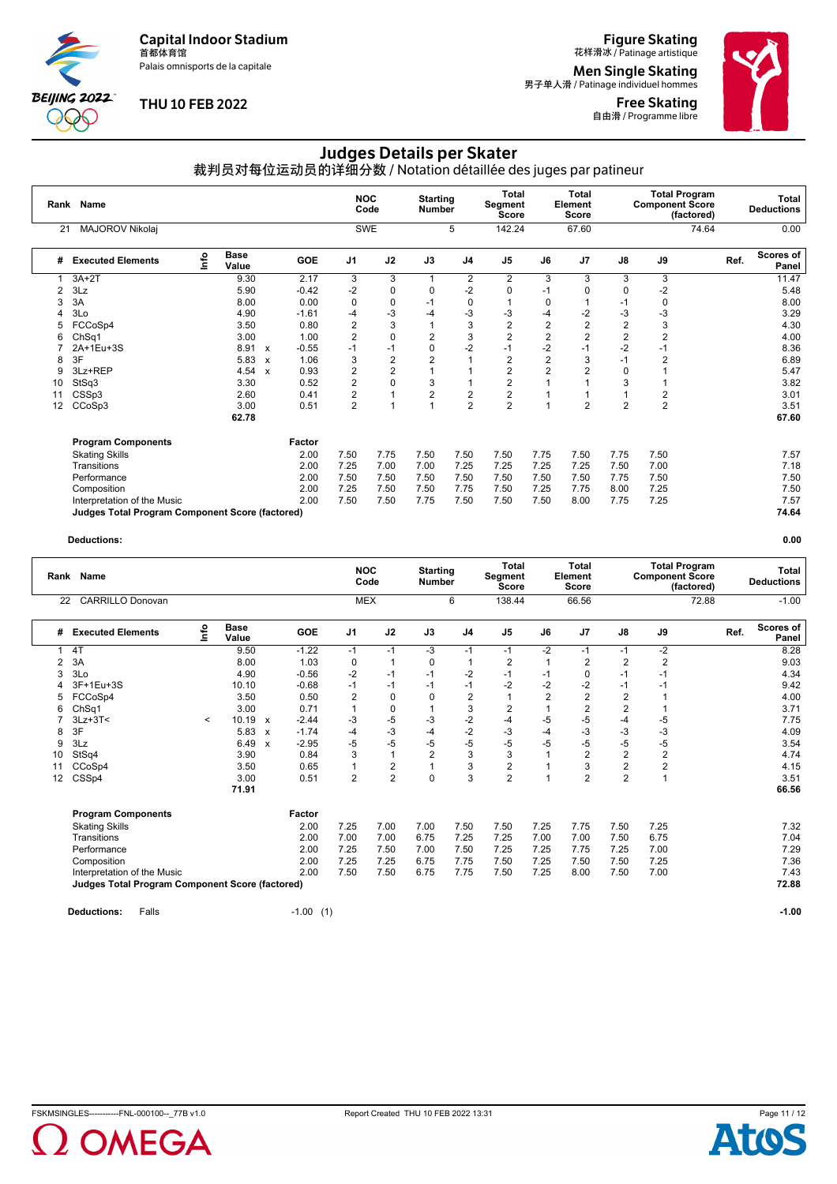Capital Indoor Stadium
首都体育馆
Palais omnisports de la capitale

THU 10 FEB 2022

Figure Skating
花样滑冰 / Patinage artistique

Men Single Skating
男子单人滑 / Patinage individuel hommes

Free Skating
自由滑 / Programme libre

# Judges Details per Skater

## 裁判员对每位运动员的详细分数 / Notation détaillée des juges par patineur

| Rank | Name | NOC Code | Starting Number | Total Segment Score | Total Element Score | Total Program Component Score (factored) | Total Deductions |
|---|---|---|---|---|---|---|---|
| 21 | MAJOROV Nikolaj | SWE | 5 | 142.24 | 67.60 | 74.64 | 0.00 |

| # | Executed Elements | Info | Base Value | | GOE | J1 | J2 | J3 | J4 | J5 | J6 | J7 | J8 | J9 | Ref. | Scores of Panel |
|---|---|---|---|---|---|---|---|---|---|---|---|---|---|---|---|---|
| 1 | 3A+2T | | 9.30 | | 2.17 | 3 | 3 | 1 | 2 | 2 | 3 | 3 | 3 | 3 | | 11.47 |
| 2 | 3Lz | | 5.90 | | -0.42 | -2 | 0 | 0 | -2 | 0 | -1 | 0 | 0 | -2 | | 5.48 |
| 3 | 3A | | 8.00 | | 0.00 | 0 | 0 | -1 | 0 | 1 | 0 | 1 | -1 | 0 | | 8.00 |
| 4 | 3Lo | | 4.90 | | -1.61 | -4 | -3 | -4 | -3 | -3 | -4 | -2 | -3 | -3 | | 3.29 |
| 5 | FCCoSp4 | | 3.50 | | 0.80 | 2 | 3 | 1 | 3 | 2 | 2 | 2 | 2 | 3 | | 4.30 |
| 6 | ChSq1 | | 3.00 | | 1.00 | 2 | 0 | 2 | 3 | 2 | 2 | 2 | 2 | 2 | | 4.00 |
| 7 | 2A+1Eu+3S | | 8.91 | x | -0.55 | -1 | -1 | 0 | -2 | -1 | -2 | -1 | -2 | -1 | | 8.36 |
| 8 | 3F | | 5.83 | x | 1.06 | 3 | 2 | 2 | 1 | 2 | 2 | 3 | -1 | 2 | | 6.89 |
| 9 | 3Lz+REP | | 4.54 | x | 0.93 | 2 | 2 | 1 | 1 | 2 | 2 | 2 | 0 | 1 | | 5.47 |
| 10 | StSq3 | | 3.30 | | 0.52 | 2 | 0 | 3 | 1 | 2 | 1 | 1 | 3 | 1 | | 3.82 |
| 11 | CSSp3 | | 2.60 | | 0.41 | 2 | 1 | 2 | 2 | 2 | 1 | 1 | 1 | 2 | | 3.01 |
| 12 | CCoSp3 | | 3.00 | | 0.51 | 2 | 1 | 1 | 2 | 2 | 1 | 2 | 2 | 2 | | 3.51 |
| | | | 62.78 | | | | | | | | | | | | | 67.60 |

| Program Components | Factor | J1 | J2 | J3 | J4 | J5 | J6 | J7 | J8 | J9 | Scores of Panel |
|---|---|---|---|---|---|---|---|---|---|---|---|
| Skating Skills | 2.00 | 7.50 | 7.75 | 7.50 | 7.50 | 7.50 | 7.75 | 7.50 | 7.75 | 7.50 | 7.57 |
| Transitions | 2.00 | 7.25 | 7.00 | 7.00 | 7.25 | 7.25 | 7.25 | 7.25 | 7.50 | 7.00 | 7.18 |
| Performance | 2.00 | 7.50 | 7.50 | 7.50 | 7.50 | 7.50 | 7.50 | 7.50 | 7.75 | 7.50 | 7.50 |
| Composition | 2.00 | 7.25 | 7.50 | 7.50 | 7.75 | 7.50 | 7.25 | 7.75 | 8.00 | 7.25 | 7.50 |
| Interpretation of the Music | 2.00 | 7.50 | 7.50 | 7.75 | 7.50 | 7.50 | 7.50 | 8.00 | 7.75 | 7.25 | 7.57 |
| **Judges Total Program Component Score (factored)** | | | | | | | | | | | **74.64** |

**Deductions:** **0.00**

| Rank | Name | NOC Code | Starting Number | Total Segment Score | Total Element Score | Total Program Component Score (factored) | Total Deductions |
|---|---|---|---|---|---|---|---|
| 22 | CARRILLO Donovan | MEX | 6 | 138.44 | 66.56 | 72.88 | -1.00 |

| # | Executed Elements | Info | Base Value | | GOE | J1 | J2 | J3 | J4 | J5 | J6 | J7 | J8 | J9 | Ref. | Scores of Panel |
|---|---|---|---|---|---|---|---|---|---|---|---|---|---|---|---|---|
| 1 | 4T | | 9.50 | | -1.22 | -1 | -1 | -3 | -1 | -1 | -2 | -1 | -1 | -2 | | 8.28 |
| 2 | 3A | | 8.00 | | 1.03 | 0 | 1 | 0 | 1 | 2 | 1 | 2 | 2 | 2 | | 9.03 |
| 3 | 3Lo | | 4.90 | | -0.56 | -2 | -1 | -1 | -2 | -1 | -1 | 0 | -1 | -1 | | 4.34 |
| 4 | 3F+1Eu+3S | | 10.10 | | -0.68 | -1 | -1 | -1 | -1 | -2 | -2 | -2 | -1 | -1 | | 9.42 |
| 5 | FCCoSp4 | | 3.50 | | 0.50 | 2 | 0 | 0 | 2 | 1 | 2 | 2 | 2 | 1 | | 4.00 |
| 6 | ChSq1 | | 3.00 | | 0.71 | 1 | 0 | 1 | 3 | 2 | 1 | 2 | 2 | 1 | | 3.71 |
| 7 | 3Lz+3T< | < | 10.19 | x | -2.44 | -3 | -5 | -3 | -2 | -4 | -5 | -5 | -4 | -5 | | 7.75 |
| 8 | 3F | | 5.83 | x | -1.74 | -4 | -3 | -4 | -2 | -3 | -4 | -3 | -3 | -3 | | 4.09 |
| 9 | 3Lz | | 6.49 | x | -2.95 | -5 | -5 | -5 | -5 | -5 | -5 | -5 | -5 | -5 | | 3.54 |
| 10 | StSq4 | | 3.90 | | 0.84 | 3 | 1 | 2 | 3 | 3 | 1 | 2 | 2 | 2 | | 4.74 |
| 11 | CCoSp4 | | 3.50 | | 0.65 | 1 | 2 | 1 | 3 | 2 | 1 | 3 | 2 | 2 | | 4.15 |
| 12 | CSSp4 | | 3.00 | | 0.51 | 2 | 2 | 0 | 3 | 2 | 1 | 2 | 2 | 1 | | 3.51 |
| | | | 71.91 | | | | | | | | | | | | | 66.56 |

| Program Components | Factor | J1 | J2 | J3 | J4 | J5 | J6 | J7 | J8 | J9 | Scores of Panel |
|---|---|---|---|---|---|---|---|---|---|---|---|
| Skating Skills | 2.00 | 7.25 | 7.00 | 7.00 | 7.50 | 7.50 | 7.25 | 7.75 | 7.50 | 7.25 | 7.32 |
| Transitions | 2.00 | 7.00 | 7.00 | 6.75 | 7.25 | 7.25 | 7.00 | 7.00 | 7.50 | 6.75 | 7.04 |
| Performance | 2.00 | 7.25 | 7.50 | 7.00 | 7.50 | 7.25 | 7.25 | 7.75 | 7.25 | 7.00 | 7.29 |
| Composition | 2.00 | 7.25 | 7.25 | 6.75 | 7.75 | 7.50 | 7.25 | 7.50 | 7.50 | 7.25 | 7.36 |
| Interpretation of the Music | 2.00 | 7.50 | 7.50 | 6.75 | 7.75 | 7.50 | 7.25 | 8.00 | 7.50 | 7.00 | 7.43 |
| **Judges Total Program Component Score (factored)** | | | | | | | | | | | **72.88** |

**Deductions:** Falls -1.00 (1) **-1.00**

FSKMSINGLES-----------FNL-000100--_77B v1.0 — Report Created THU 10 FEB 2022 13:31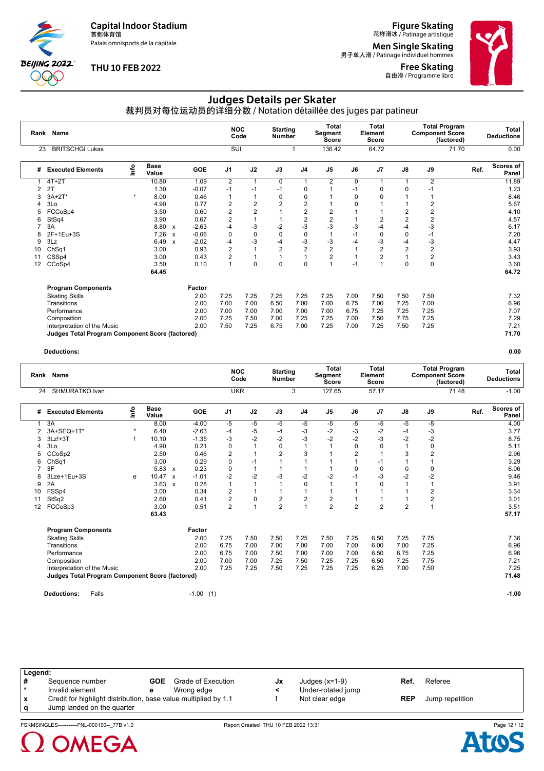Capital Indoor Stadium
首都体育馆
Palais omnisports de la capitale

THU 10 FEB 2022

Figure Skating
花样滑冰 / Patinage artistique

Men Single Skating
男子单人滑 / Patinage individuel hommes

Free Skating
自由滑 / Programme libre

# Judges Details per Skater

## 裁判员对每位运动员的详细分数 / Notation détaillée des juges par patineur

| Rank | Name | NOC Code | Starting Number | Total Segment Score | Total Element Score | Total Program Component Score (factored) | Total Deductions |
|---|---|---|---|---|---|---|---|
| 23 | BRITSCHGI Lukas | SUI | 1 | 136.42 | 64.72 | 71.70 | 0.00 |

| # | Executed Elements | Info | Base Value | | GOE | J1 | J2 | J3 | J4 | J5 | J6 | J7 | J8 | J9 | Ref. | Scores of Panel |
|---|---|---|---|---|---|---|---|---|---|---|---|---|---|---|---|---|
| 1 | 4T+2T | | 10.80 | | 1.09 | 2 | 1 | 0 | 1 | 2 | 0 | 1 | 1 | 2 | | 11.89 |
| 2 | 2T | | 1.30 | | -0.07 | -1 | -1 | -1 | 0 | 1 | -1 | 0 | 0 | -1 | | 1.23 |
| 3 | 3A+2T* | * | 8.00 | | 0.46 | 1 | 1 | 0 | 0 | 1 | 0 | 0 | 1 | 1 | | 8.46 |
| 4 | 3Lo | | 4.90 | | 0.77 | 2 | 2 | 2 | 2 | 1 | 0 | 1 | 1 | 2 | | 5.67 |
| 5 | FCCoSp4 | | 3.50 | | 0.60 | 2 | 2 | 1 | 2 | 2 | 1 | 1 | 2 | 2 | | 4.10 |
| 6 | StSq4 | | 3.90 | | 0.67 | 2 | 1 | 1 | 2 | 2 | 1 | 2 | 2 | 2 | | 4.57 |
| 7 | 3A | | 8.80 | x | -2.63 | -4 | -3 | -2 | -3 | -3 | -3 | -4 | -4 | -3 | | 6.17 |
| 8 | 2F+1Eu+3S | | 7.26 | x | -0.06 | 0 | 0 | 0 | 0 | 1 | -1 | 0 | 0 | -1 | | 7.20 |
| 9 | 3Lz | | 6.49 | x | -2.02 | -4 | -3 | -4 | -3 | -3 | -4 | -3 | -4 | -3 | | 4.47 |
| 10 | ChSq1 | | 3.00 | | 0.93 | 2 | 1 | 2 | 2 | 2 | 1 | 2 | 2 | 2 | | 3.93 |
| 11 | CSSp4 | | 3.00 | | 0.43 | 2 | 1 | 1 | 1 | 2 | 1 | 2 | 1 | 2 | | 3.43 |
| 12 | CCoSp4 | | 3.50 | | 0.10 | 1 | 0 | 0 | 0 | 1 | -1 | 1 | 0 | 0 | | 3.60 |
| | | | 64.45 | | | | | | | | | | | | | 64.72 |

| Program Components | Factor | J1 | J2 | J3 | J4 | J5 | J6 | J7 | J8 | J9 | Scores of Panel |
|---|---|---|---|---|---|---|---|---|---|---|---|
| Skating Skills | 2.00 | 7.25 | 7.25 | 7.25 | 7.25 | 7.25 | 7.00 | 7.50 | 7.50 | 7.50 | 7.32 |
| Transitions | 2.00 | 7.00 | 7.00 | 6.50 | 7.00 | 7.00 | 6.75 | 7.00 | 7.25 | 7.00 | 6.96 |
| Performance | 2.00 | 7.00 | 7.00 | 7.00 | 7.00 | 7.00 | 6.75 | 7.25 | 7.25 | 7.25 | 7.07 |
| Composition | 2.00 | 7.25 | 7.50 | 7.00 | 7.25 | 7.25 | 7.00 | 7.50 | 7.75 | 7.25 | 7.29 |
| Interpretation of the Music | 2.00 | 7.50 | 7.25 | 6.75 | 7.00 | 7.25 | 7.00 | 7.25 | 7.50 | 7.25 | 7.21 |
| **Judges Total Program Component Score (factored)** | | | | | | | | | | | **71.70** |

**Deductions:** **0.00**

| Rank | Name | NOC Code | Starting Number | Total Segment Score | Total Element Score | Total Program Component Score (factored) | Total Deductions |
|---|---|---|---|---|---|---|---|
| 24 | SHMURATKO Ivan | UKR | 3 | 127.65 | 57.17 | 71.48 | -1.00 |

| # | Executed Elements | Info | Base Value | | GOE | J1 | J2 | J3 | J4 | J5 | J6 | J7 | J8 | J9 | Ref. | Scores of Panel |
|---|---|---|---|---|---|---|---|---|---|---|---|---|---|---|---|---|
| 1 | 3A | | 8.00 | | -4.00 | -5 | -5 | -5 | -5 | -5 | -5 | -5 | -5 | -5 | | 4.00 |
| 2 | 3A+SEQ+1T* | * | 6.40 | | -2.63 | -4 | -5 | -4 | -3 | -2 | -3 | -2 | -4 | -3 | | 3.77 |
| 3 | 3Lz!+3T | ! | 10.10 | | -1.35 | -3 | -2 | -2 | -3 | -2 | -2 | -3 | -2 | -2 | | 8.75 |
| 4 | 3Lo | | 4.90 | | 0.21 | 0 | 1 | 0 | 1 | 1 | 0 | 0 | 1 | 0 | | 5.11 |
| 5 | CCoSp2 | | 2.50 | | 0.46 | 2 | 1 | 2 | 3 | 1 | 2 | 1 | 3 | 2 | | 2.96 |
| 6 | ChSq1 | | 3.00 | | 0.29 | 0 | -1 | 1 | 1 | 1 | 1 | -1 | 1 | 1 | | 3.29 |
| 7 | 3F | | 5.83 | x | 0.23 | 0 | 1 | 1 | 1 | 1 | 0 | 0 | 0 | 0 | | 6.06 |
| 8 | 3Lze+1Eu+3S | e | 10.47 | x | -1.01 | -2 | -2 | -3 | -2 | -2 | -1 | -3 | -2 | -2 | | 9.46 |
| 9 | 2A | | 3.63 | x | 0.28 | 1 | 1 | 1 | 0 | 1 | 1 | 0 | 1 | 1 | | 3.91 |
| 10 | FSSp4 | | 3.00 | | 0.34 | 2 | 1 | 1 | 1 | 1 | 1 | 1 | 1 | 2 | | 3.34 |
| 11 | StSq2 | | 2.60 | | 0.41 | 2 | 0 | 2 | 2 | 2 | 1 | 1 | 1 | 2 | | 3.01 |
| 12 | FCCoSp3 | | 3.00 | | 0.51 | 2 | 1 | 2 | 1 | 2 | 2 | 2 | 2 | 1 | | 3.51 |
| | | | 63.43 | | | | | | | | | | | | | 57.17 |

| Program Components | Factor | J1 | J2 | J3 | J4 | J5 | J6 | J7 | J8 | J9 | Scores of Panel |
|---|---|---|---|---|---|---|---|---|---|---|---|
| Skating Skills | 2.00 | 7.25 | 7.50 | 7.50 | 7.25 | 7.50 | 7.25 | 6.50 | 7.25 | 7.75 | 7.36 |
| Transitions | 2.00 | 6.75 | 7.00 | 7.00 | 7.00 | 7.00 | 7.00 | 6.00 | 7.00 | 7.25 | 6.96 |
| Performance | 2.00 | 6.75 | 7.00 | 7.50 | 7.00 | 7.00 | 7.00 | 6.50 | 6.75 | 7.25 | 6.96 |
| Composition | 2.00 | 7.00 | 7.00 | 7.25 | 7.50 | 7.25 | 7.25 | 6.50 | 7.25 | 7.75 | 7.21 |
| Interpretation of the Music | 2.00 | 7.25 | 7.25 | 7.50 | 7.25 | 7.25 | 7.25 | 6.25 | 7.00 | 7.50 | 7.25 |
| **Judges Total Program Component Score (factored)** | | | | | | | | | | | **71.48** |

**Deductions:** Falls -1.00 (1) **-1.00**

**Legend:**

| | | | | | | | |
|---|---|---|---|---|---|---|---|
| # | Sequence number | GOE | Grade of Execution | Jx | Judges (x=1-9) | Ref. | Referee |
| * | Invalid element | e | Wrong edge | < | Under-rotated jump | | |
| x | Credit for highlight distribution, base value multiplied by 1.1 | | | ! | Not clear edge | REP | Jump repetition |
| q | Jump landed on the quarter | | | | | | |

FSKMSINGLES-----------FNL-000100--_77B v1.0 Report Created THU 10 FEB 2022 13:31